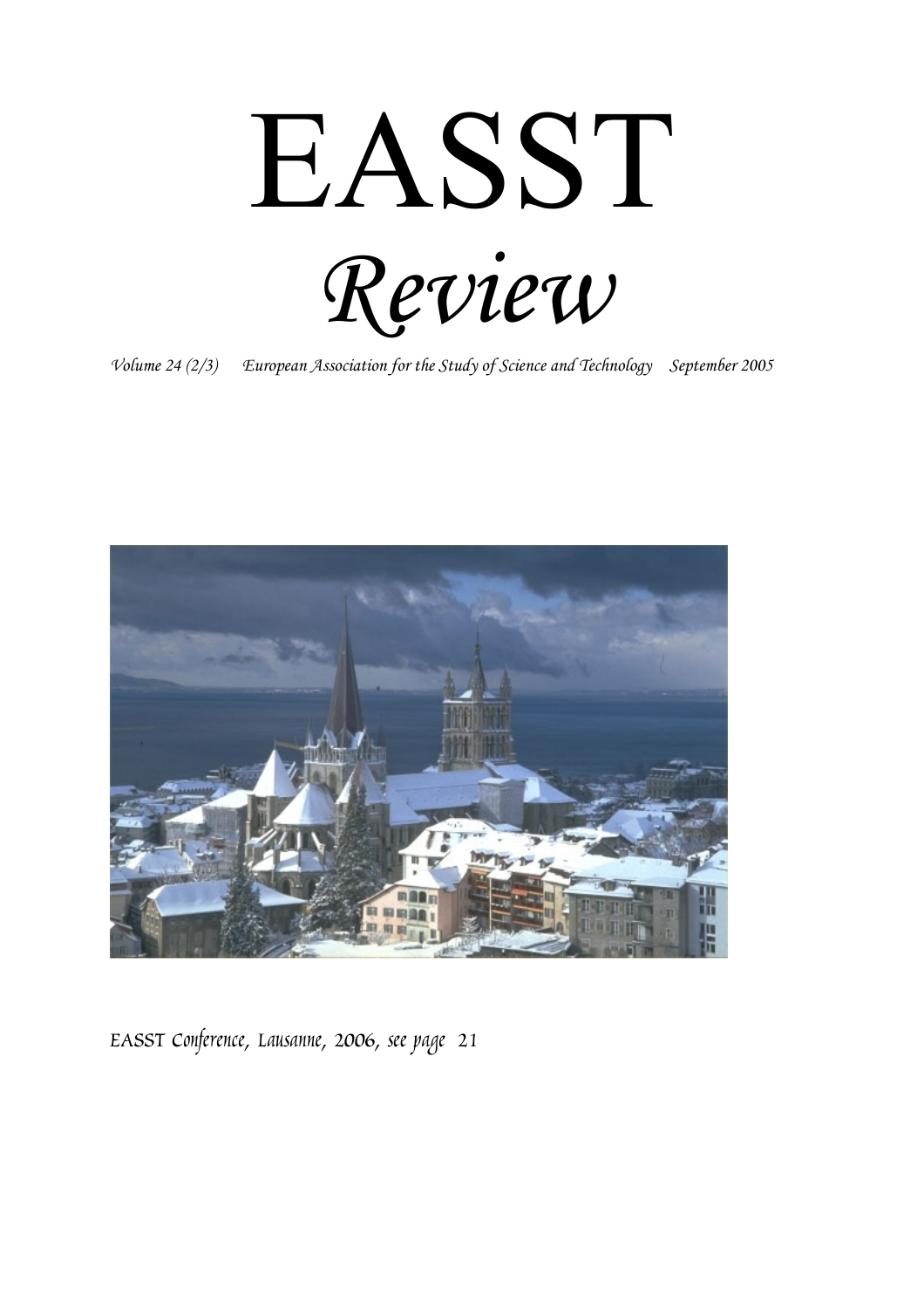# EASST

# *Review*

*Volume 24 (2/3) European Association for the Study of Science and Technology September 2005*

EASST Conference, Lausanne, 2006, see page 21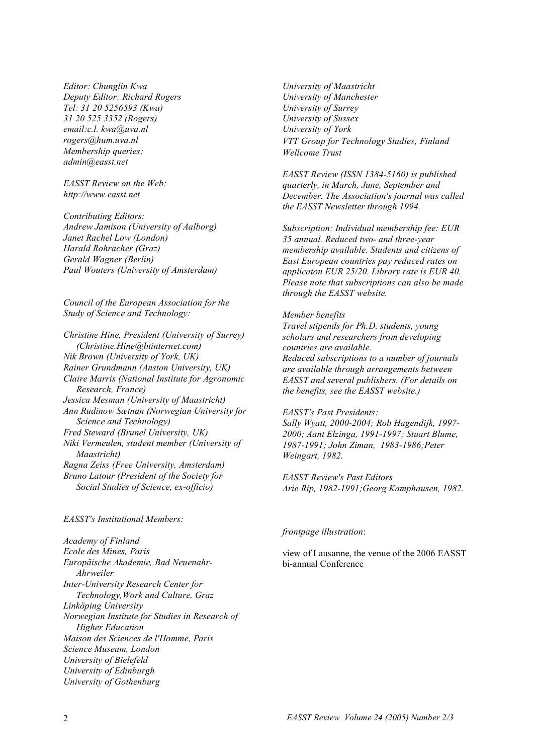*Editor: Chunglin Kwa*
*Deputy Editor: Richard Rogers*
*Tel: 31 20 5256593 (Kwa)*
*31 20 525 3352 (Rogers)*
*email:c.l. kwa@uva.nl*
*rogers@hum.uva.nl*
*Membership queries:*
*admin@easst.net*

*EASST Review on the Web:*
*http://www.easst.net*

*Contributing Editors:*
*Andrew Jamison (University of Aalborg)*
*Janet Rachel Low (London)*
*Harald Rohracher (Graz)*
*Gerald Wagner (Berlin)*
*Paul Wouters (University of Amsterdam)*

*Council of the European Association for the Study of Science and Technology:*

*Christine Hine, President (University of Surrey) (Christine.Hine@btinternet.com)*
*Nik Brown (University of York, UK)*
*Rainer Grundmann (Anston University, UK)*
*Claire Marris (National Institute for Agronomic Research, France)*
*Jessica Mesman (University of Maastricht)*
*Ann Rudinow Sætnan (Norwegian University for Science and Technology)*
*Fred Steward (Brunel University, UK)*
*Niki Vermeulen, student member (University of Maastricht)*
*Ragna Zeiss (Free University, Amsterdam)*
*Bruno Latour (President of the Society for Social Studies of Science, ex-officio)*

*EASST's Institutional Members:*

*Academy of Finland*
*Ecole des Mines, Paris*
*Europäische Akademie, Bad Neuenahr-Ahrweiler*
*Inter-University Research Center for Technology,Work and Culture, Graz*
*Linköping University*
*Norwegian Institute for Studies in Research of Higher Education*
*Maison des Sciences de l'Homme, Paris*
*Science Museum, London*
*University of Bielefeld*
*University of Edinburgh*
*University of Gothenburg*
*University of Maastricht*
*University of Manchester*
*University of Surrey*
*University of Sussex*
*University of York*
*VTT Group for Technology Studies, Finland*
*Wellcome Trust*

*EASST Review (ISSN 1384-5160) is published quarterly, in March, June, September and December. The Association's journal was called the EASST Newsletter through 1994.*

*Subscription: Individual membership fee: EUR 35 annual. Reduced two- and three-year membership available. Students and citizens of East European countries pay reduced rates on applicaton EUR 25/20. Library rate is EUR 40. Please note that subscriptions can also be made through the EASST website.*

*Member benefits*
*Travel stipends for Ph.D. students, young scholars and researchers from developing countries are available.*
*Reduced subscriptions to a number of journals are available through arrangements between EASST and several publishers. (For details on the benefits, see the EASST website.)*

*EASST's Past Presidents:*
*Sally Wyatt, 2000-2004; Rob Hagendijk, 1997-2000; Aant Elzinga, 1991-1997; Stuart Blume, 1987-1991; John Ziman, 1983-1986;Peter Weingart, 1982.*

*EASST Review's Past Editors*
*Arie Rip, 1982-1991;Georg Kamphausen, 1982.*

*frontpage illustration*:

view of Lausanne, the venue of the 2006 EASST bi-annual Conference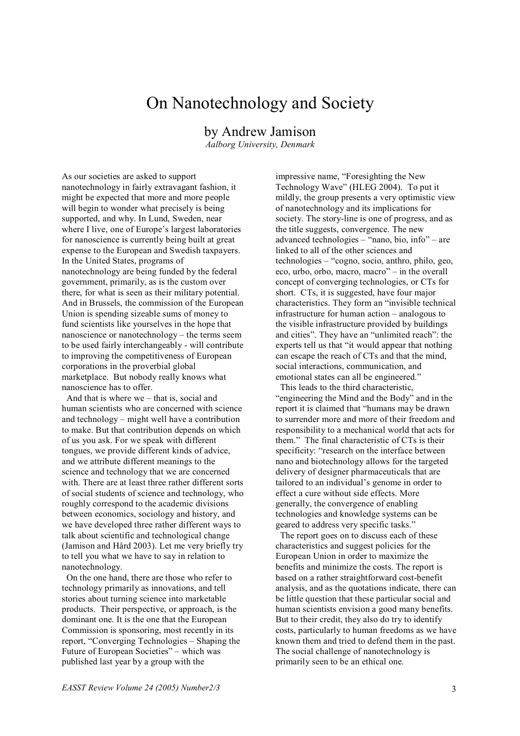# On Nanotechnology and Society

## by Andrew Jamison

*Aalborg University, Denmark*

As our societies are asked to support nanotechnology in fairly extravagant fashion, it might be expected that more and more people will begin to wonder what precisely is being supported, and why. In Lund, Sweden, near where I live, one of Europe's largest laboratories for nanoscience is currently being built at great expense to the European and Swedish taxpayers. In the United States, programs of nanotechnology are being funded by the federal government, primarily, as is the custom over there, for what is seen as their military potential. And in Brussels, the commission of the European Union is spending sizeable sums of money to fund scientists like yourselves in the hope that nanoscience or nanotechnology – the terms seem to be used fairly interchangeably - will contribute to improving the competitiveness of European corporations in the proverbial global marketplace. But nobody really knows what nanoscience has to offer.

And that is where we – that is, social and human scientists who are concerned with science and technology – might well have a contribution to make. But that contribution depends on which of us you ask. For we speak with different tongues, we provide different kinds of advice, and we attribute different meanings to the science and technology that we are concerned with. There are at least three rather different sorts of social students of science and technology, who roughly correspond to the academic divisions between economics, sociology and history, and we have developed three rather different ways to talk about scientific and technological change (Jamison and Hård 2003). Let me very briefly try to tell you what we have to say in relation to nanotechnology.

On the one hand, there are those who refer to technology primarily as innovations, and tell stories about turning science into marketable products. Their perspective, or approach, is the dominant one. It is the one that the European Commission is sponsoring, most recently in its report, "Converging Technologies – Shaping the Future of European Societies" – which was published last year by a group with the impressive name, "Foresighting the New Technology Wave" (HLEG 2004). To put it mildly, the group presents a very optimistic view of nanotechnology and its implications for society. The story-line is one of progress, and as the title suggests, convergence. The new advanced technologies – "nano, bio, info" – are linked to all of the other sciences and technologies – "cogno, socio, anthro, philo, geo, eco, urbo, orbo, macro, macro" – in the overall concept of converging technologies, or CTs for short. CTs, it is suggested, have four major characteristics. They form an "invisible technical infrastructure for human action – analogous to the visible infrastructure provided by buildings and cities". They have an "unlimited reach": the experts tell us that "it would appear that nothing can escape the reach of CTs and that the mind, social interactions, communication, and emotional states can all be engineered."

This leads to the third characteristic, "engineering the Mind and the Body" and in the report it is claimed that "humans may be drawn to surrender more and more of their freedom and responsibility to a mechanical world that acts for them." The final characteristic of CTs is their specificity: "research on the interface between nano and biotechnology allows for the targeted delivery of designer pharmaceuticals that are tailored to an individual's genome in order to effect a cure without side effects. More generally, the convergence of enabling technologies and knowledge systems can be geared to address very specific tasks."

The report goes on to discuss each of these characteristics and suggest policies for the European Union in order to maximize the benefits and minimize the costs. The report is based on a rather straightforward cost-benefit analysis, and as the quotations indicate, there can be little question that these particular social and human scientists envision a good many benefits. But to their credit, they also do try to identify costs, particularly to human freedoms as we have known them and tried to defend them in the past. The social challenge of nanotechnology is primarily seen to be an ethical one.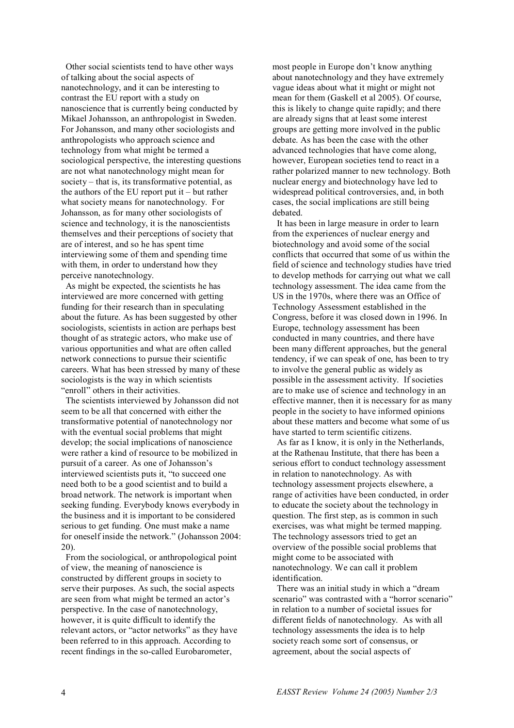Other social scientists tend to have other ways of talking about the social aspects of nanotechnology, and it can be interesting to contrast the EU report with a study on nanoscience that is currently being conducted by Mikael Johansson, an anthropologist in Sweden. For Johansson, and many other sociologists and anthropologists who approach science and technology from what might be termed a sociological perspective, the interesting questions are not what nanotechnology might mean for society – that is, its transformative potential, as the authors of the EU report put it – but rather what society means for nanotechnology. For Johansson, as for many other sociologists of science and technology, it is the nanoscientists themselves and their perceptions of society that are of interest, and so he has spent time interviewing some of them and spending time with them, in order to understand how they perceive nanotechnology.

As might be expected, the scientists he has interviewed are more concerned with getting funding for their research than in speculating about the future. As has been suggested by other sociologists, scientists in action are perhaps best thought of as strategic actors, who make use of various opportunities and what are often called network connections to pursue their scientific careers. What has been stressed by many of these sociologists is the way in which scientists "enroll" others in their activities.

The scientists interviewed by Johansson did not seem to be all that concerned with either the transformative potential of nanotechnology nor with the eventual social problems that might develop; the social implications of nanoscience were rather a kind of resource to be mobilized in pursuit of a career. As one of Johansson's interviewed scientists puts it, "to succeed one need both to be a good scientist and to build a broad network. The network is important when seeking funding. Everybody knows everybody in the business and it is important to be considered serious to get funding. One must make a name for oneself inside the network." (Johansson 2004: 20).

From the sociological, or anthropological point of view, the meaning of nanoscience is constructed by different groups in society to serve their purposes. As such, the social aspects are seen from what might be termed an actor's perspective. In the case of nanotechnology, however, it is quite difficult to identify the relevant actors, or "actor networks" as they have been referred to in this approach. According to recent findings in the so-called Eurobarometer, most people in Europe don't know anything about nanotechnology and they have extremely vague ideas about what it might or might not mean for them (Gaskell et al 2005). Of course, this is likely to change quite rapidly; and there are already signs that at least some interest groups are getting more involved in the public debate. As has been the case with the other advanced technologies that have come along, however, European societies tend to react in a rather polarized manner to new technology. Both nuclear energy and biotechnology have led to widespread political controversies, and, in both cases, the social implications are still being debated.

It has been in large measure in order to learn from the experiences of nuclear energy and biotechnology and avoid some of the social conflicts that occurred that some of us within the field of science and technology studies have tried to develop methods for carrying out what we call technology assessment. The idea came from the US in the 1970s, where there was an Office of Technology Assessment established in the Congress, before it was closed down in 1996. In Europe, technology assessment has been conducted in many countries, and there have been many different approaches, but the general tendency, if we can speak of one, has been to try to involve the general public as widely as possible in the assessment activity. If societies are to make use of science and technology in an effective manner, then it is necessary for as many people in the society to have informed opinions about these matters and become what some of us have started to term scientific citizens.

As far as I know, it is only in the Netherlands, at the Rathenau Institute, that there has been a serious effort to conduct technology assessment in relation to nanotechnology. As with technology assessment projects elsewhere, a range of activities have been conducted, in order to educate the society about the technology in question. The first step, as is common in such exercises, was what might be termed mapping. The technology assessors tried to get an overview of the possible social problems that might come to be associated with nanotechnology. We can call it problem identification.

There was an initial study in which a "dream scenario" was contrasted with a "horror scenario" in relation to a number of societal issues for different fields of nanotechnology. As with all technology assessments the idea is to help society reach some sort of consensus, or agreement, about the social aspects of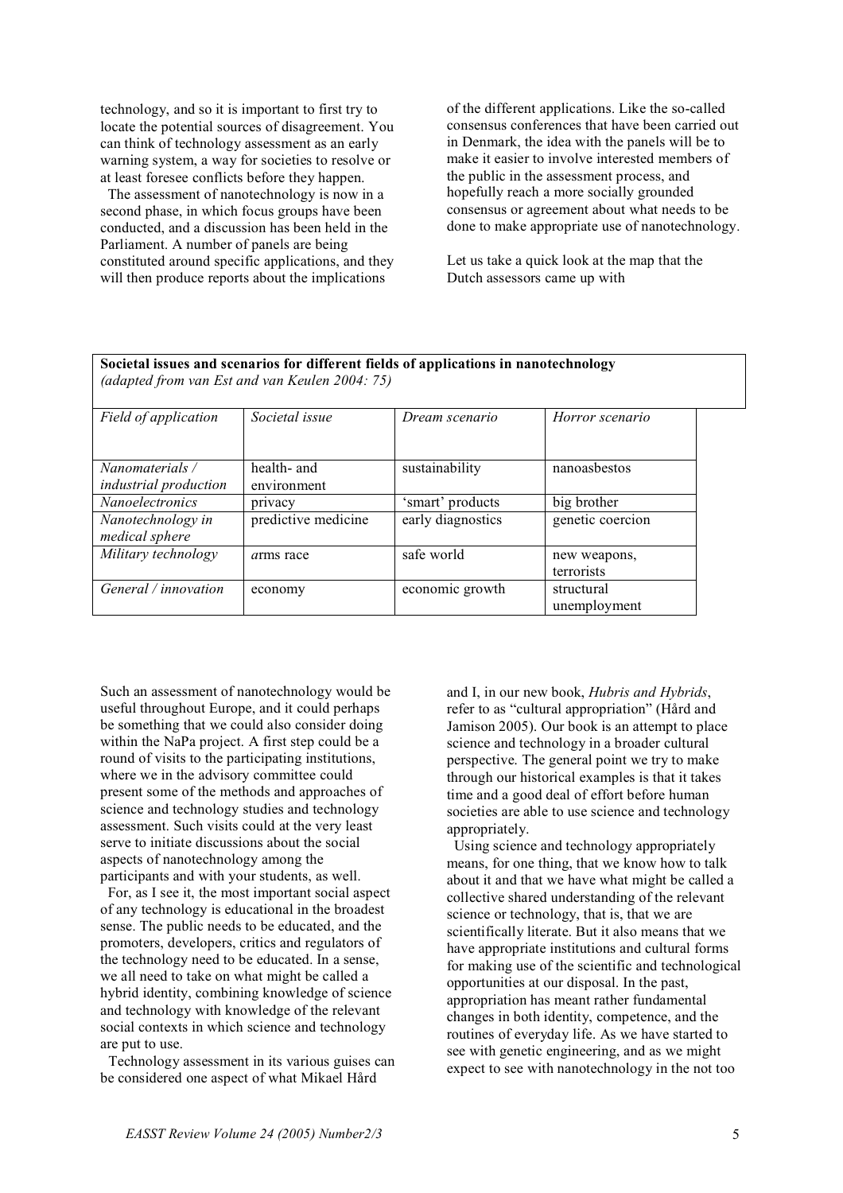technology, and so it is important to first try to locate the potential sources of disagreement. You can think of technology assessment as an early warning system, a way for societies to resolve or at least foresee conflicts before they happen.

The assessment of nanotechnology is now in a second phase, in which focus groups have been conducted, and a discussion has been held in the Parliament. A number of panels are being constituted around specific applications, and they will then produce reports about the implications of the different applications. Like the so-called consensus conferences that have been carried out in Denmark, the idea with the panels will be to make it easier to involve interested members of the public in the assessment process, and hopefully reach a more socially grounded consensus or agreement about what needs to be done to make appropriate use of nanotechnology.

Let us take a quick look at the map that the Dutch assessors came up with

**Societal issues and scenarios for different fields of applications in nanotechnology**
*(adapted from van Est and van Keulen 2004: 75)*

| *Field of application* | *Societal issue* | *Dream scenario* | *Horror scenario* |
|---|---|---|---|
| *Nanomaterials / industrial production* | health- and environment | sustainability | nanoasbestos |
| *Nanoelectronics* | privacy | 'smart' products | big brother |
| *Nanotechnology in medical sphere* | predictive medicine | early diagnostics | genetic coercion |
| *Military technology* | *a*rms race | safe world | new weapons, terrorists |
| *General / innovation* | economy | economic growth | structural unemployment |

Such an assessment of nanotechnology would be useful throughout Europe, and it could perhaps be something that we could also consider doing within the NaPa project. A first step could be a round of visits to the participating institutions, where we in the advisory committee could present some of the methods and approaches of science and technology studies and technology assessment. Such visits could at the very least serve to initiate discussions about the social aspects of nanotechnology among the participants and with your students, as well.

For, as I see it, the most important social aspect of any technology is educational in the broadest sense. The public needs to be educated, and the promoters, developers, critics and regulators of the technology need to be educated. In a sense, we all need to take on what might be called a hybrid identity, combining knowledge of science and technology with knowledge of the relevant social contexts in which science and technology are put to use.

Technology assessment in its various guises can be considered one aspect of what Mikael Hård and I, in our new book, *Hubris and Hybrids*, refer to as "cultural appropriation" (Hård and Jamison 2005). Our book is an attempt to place science and technology in a broader cultural perspective. The general point we try to make through our historical examples is that it takes time and a good deal of effort before human societies are able to use science and technology appropriately.

Using science and technology appropriately means, for one thing, that we know how to talk about it and that we have what might be called a collective shared understanding of the relevant science or technology, that is, that we are scientifically literate. But it also means that we have appropriate institutions and cultural forms for making use of the scientific and technological opportunities at our disposal. In the past, appropriation has meant rather fundamental changes in both identity, competence, and the routines of everyday life. As we have started to see with genetic engineering, and as we might expect to see with nanotechnology in the not too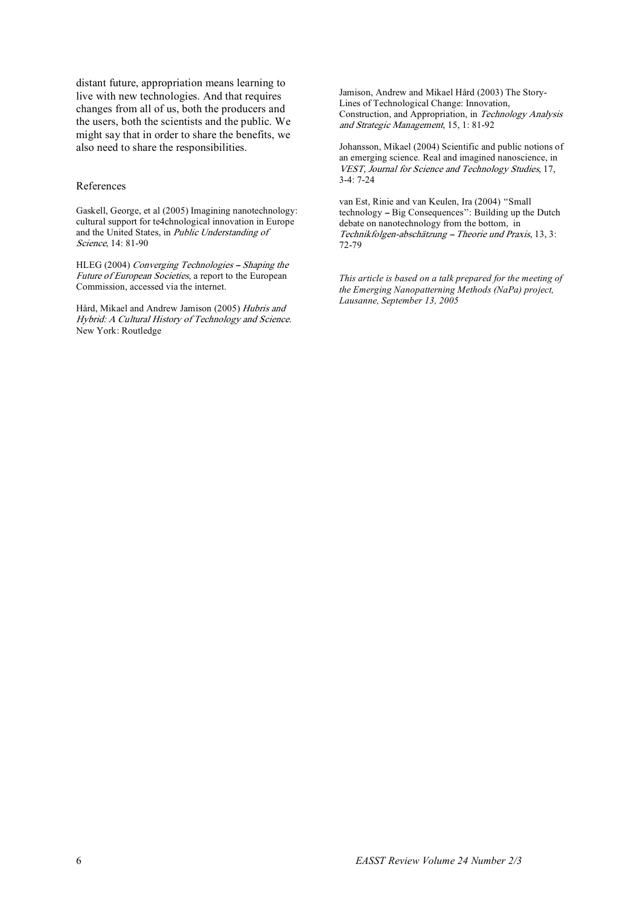distant future, appropriation means learning to live with new technologies. And that requires changes from all of us, both the producers and the users, both the scientists and the public. We might say that in order to share the benefits, we also need to share the responsibilities.

## References

Gaskell, George, et al (2005) Imagining nanotechnology: cultural support for te4chnological innovation in Europe and the United States, in *Public Understanding of Science*, 14: 81-90

HLEG (2004) *Converging Technologies – Shaping the Future of European Societies*, a report to the European Commission, accessed via the internet.

Hård, Mikael and Andrew Jamison (2005) *Hubris and Hybrid: A Cultural History of Technology and Science*. New York: Routledge

Jamison, Andrew and Mikael Hård (2003) The Story-Lines of Technological Change: Innovation, Construction, and Appropriation, in *Technology Analysis and Strategic Management*, 15, 1: 81-92

Johansson, Mikael (2004) Scientific and public notions of an emerging science. Real and imagined nanoscience, in *VEST, Journal for Science and Technology Studies*, 17, 3-4: 7-24

van Est, Rinie and van Keulen, Ira (2004) "Small technology – Big Consequences": Building up the Dutch debate on nanotechnology from the bottom, in *Technikfolgen-abschätzung – Theorie und Praxis*, 13, 3: 72-79

*This article is based on a talk prepared for the meeting of the Emerging Nanopatterning Methods (NaPa) project, Lausanne, September 13, 2005*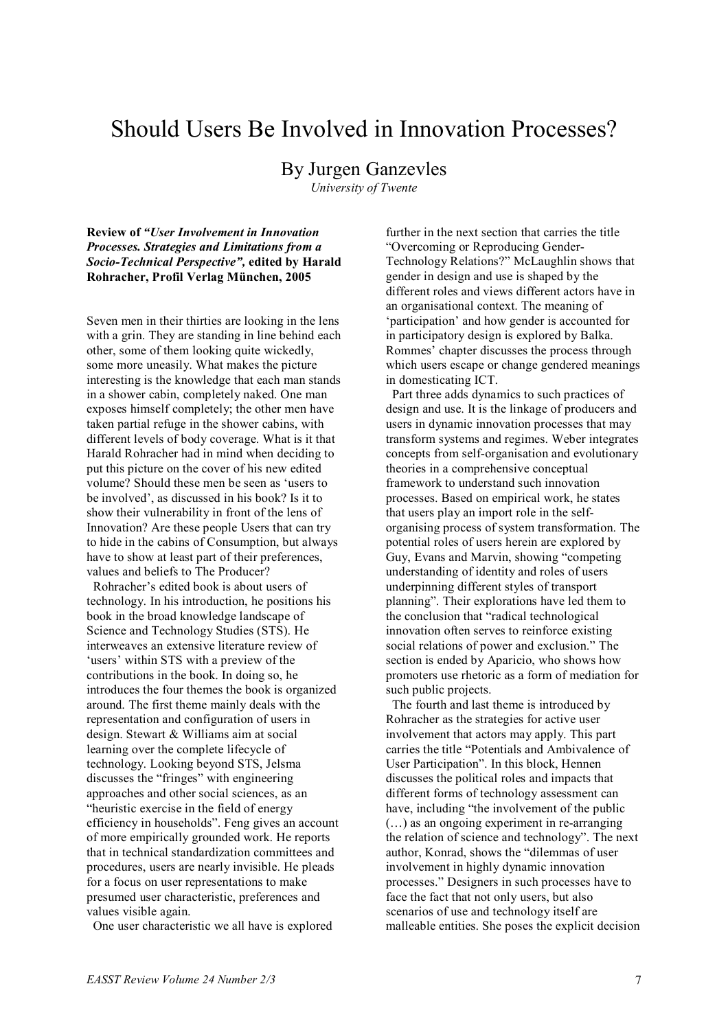# Should Users Be Involved in Innovation Processes?

## By Jurgen Ganzevles

*University of Twente*

**Review of *"User Involvement in Innovation Processes. Strategies and Limitations from a Socio-Technical Perspective",* edited by Harald Rohracher, Profil Verlag München, 2005**

Seven men in their thirties are looking in the lens with a grin. They are standing in line behind each other, some of them looking quite wickedly, some more uneasily. What makes the picture interesting is the knowledge that each man stands in a shower cabin, completely naked. One man exposes himself completely; the other men have taken partial refuge in the shower cabins, with different levels of body coverage. What is it that Harald Rohracher had in mind when deciding to put this picture on the cover of his new edited volume? Should these men be seen as 'users to be involved', as discussed in his book? Is it to show their vulnerability in front of the lens of Innovation? Are these people Users that can try to hide in the cabins of Consumption, but always have to show at least part of their preferences, values and beliefs to The Producer?

Rohracher's edited book is about users of technology. In his introduction, he positions his book in the broad knowledge landscape of Science and Technology Studies (STS). He interweaves an extensive literature review of 'users' within STS with a preview of the contributions in the book. In doing so, he introduces the four themes the book is organized around. The first theme mainly deals with the representation and configuration of users in design. Stewart & Williams aim at social learning over the complete lifecycle of technology. Looking beyond STS, Jelsma discusses the "fringes" with engineering approaches and other social sciences, as an "heuristic exercise in the field of energy efficiency in households". Feng gives an account of more empirically grounded work. He reports that in technical standardization committees and procedures, users are nearly invisible. He pleads for a focus on user representations to make presumed user characteristic, preferences and values visible again.

One user characteristic we all have is explored further in the next section that carries the title "Overcoming or Reproducing Gender-Technology Relations?" McLaughlin shows that gender in design and use is shaped by the different roles and views different actors have in an organisational context. The meaning of 'participation' and how gender is accounted for in participatory design is explored by Balka. Rommes' chapter discusses the process through which users escape or change gendered meanings in domesticating ICT.

Part three adds dynamics to such practices of design and use. It is the linkage of producers and users in dynamic innovation processes that may transform systems and regimes. Weber integrates concepts from self-organisation and evolutionary theories in a comprehensive conceptual framework to understand such innovation processes. Based on empirical work, he states that users play an import role in the self-organising process of system transformation. The potential roles of users herein are explored by Guy, Evans and Marvin, showing "competing understanding of identity and roles of users underpinning different styles of transport planning". Their explorations have led them to the conclusion that "radical technological innovation often serves to reinforce existing social relations of power and exclusion." The section is ended by Aparicio, who shows how promoters use rhetoric as a form of mediation for such public projects.

The fourth and last theme is introduced by Rohracher as the strategies for active user involvement that actors may apply. This part carries the title "Potentials and Ambivalence of User Participation". In this block, Hennen discusses the political roles and impacts that different forms of technology assessment can have, including "the involvement of the public (…) as an ongoing experiment in re-arranging the relation of science and technology". The next author, Konrad, shows the "dilemmas of user involvement in highly dynamic innovation processes." Designers in such processes have to face the fact that not only users, but also scenarios of use and technology itself are malleable entities. She poses the explicit decision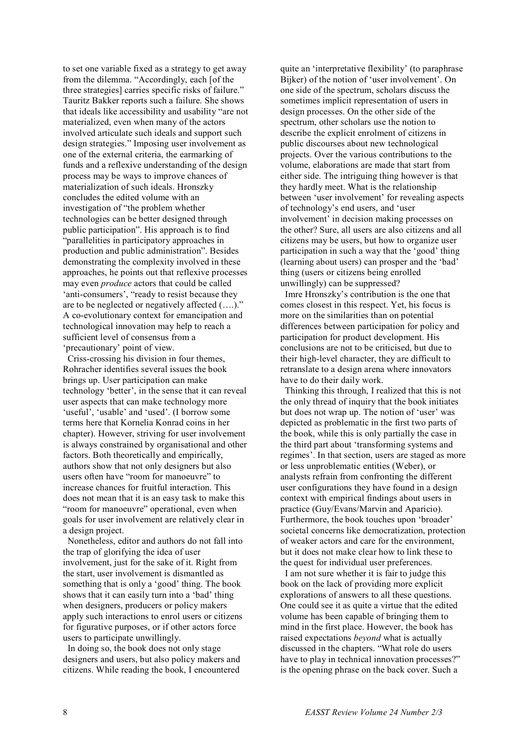to set one variable fixed as a strategy to get away from the dilemma. "Accordingly, each [of the three strategies] carries specific risks of failure." Tauritz Bakker reports such a failure. She shows that ideals like accessibility and usability "are not materialized, even when many of the actors involved articulate such ideals and support such design strategies." Imposing user involvement as one of the external criteria, the earmarking of funds and a reflexive understanding of the design process may be ways to improve chances of materialization of such ideals. Hronszky concludes the edited volume with an investigation of "the problem whether technologies can be better designed through public participation". His approach is to find "parallelities in participatory approaches in production and public administration". Besides demonstrating the complexity involved in these approaches, he points out that reflexive processes may even *produce* actors that could be called 'anti-consumers', "ready to resist because they are to be neglected or negatively affected (….)." A co-evolutionary context for emancipation and technological innovation may help to reach a sufficient level of consensus from a 'precautionary' point of view.

Criss-crossing his division in four themes, Rohracher identifies several issues the book brings up. User participation can make technology 'better', in the sense that it can reveal user aspects that can make technology more 'useful', 'usable' and 'used'. (I borrow some terms here that Kornelia Konrad coins in her chapter). However, striving for user involvement is always constrained by organisational and other factors. Both theoretically and empirically, authors show that not only designers but also users often have "room for manoeuvre" to increase chances for fruitful interaction. This does not mean that it is an easy task to make this "room for manoeuvre" operational, even when goals for user involvement are relatively clear in a design project.

Nonetheless, editor and authors do not fall into the trap of glorifying the idea of user involvement, just for the sake of it. Right from the start, user involvement is dismantled as something that is only a 'good' thing. The book shows that it can easily turn into a 'bad' thing when designers, producers or policy makers apply such interactions to enrol users or citizens for figurative purposes, or if other actors force users to participate unwillingly.

In doing so, the book does not only stage designers and users, but also policy makers and citizens. While reading the book, I encountered quite an 'interpretative flexibility' (to paraphrase Bijker) of the notion of 'user involvement'. On one side of the spectrum, scholars discuss the sometimes implicit representation of users in design processes. On the other side of the spectrum, other scholars use the notion to describe the explicit enrolment of citizens in public discourses about new technological projects. Over the various contributions to the volume, elaborations are made that start from either side. The intriguing thing however is that they hardly meet. What is the relationship between 'user involvement' for revealing aspects of technology's end users, and 'user involvement' in decision making processes on the other? Sure, all users are also citizens and all citizens may be users, but how to organize user participation in such a way that the 'good' thing (learning about users) can prosper and the 'bad' thing (users or citizens being enrolled unwillingly) can be suppressed?

Imre Hronszky's contribution is the one that comes closest in this respect. Yet, his focus is more on the similarities than on potential differences between participation for policy and participation for product development. His conclusions are not to be criticised, but due to their high-level character, they are difficult to retranslate to a design arena where innovators have to do their daily work.

Thinking this through, I realized that this is not the only thread of inquiry that the book initiates but does not wrap up. The notion of 'user' was depicted as problematic in the first two parts of the book, while this is only partially the case in the third part about 'transforming systems and regimes'. In that section, users are staged as more or less unproblematic entities (Weber), or analysts refrain from confronting the different user configurations they have found in a design context with empirical findings about users in practice (Guy/Evans/Marvin and Aparicio). Furthermore, the book touches upon 'broader' societal concerns like democratization, protection of weaker actors and care for the environment, but it does not make clear how to link these to the quest for individual user preferences.

I am not sure whether it is fair to judge this book on the lack of providing more explicit explorations of answers to all these questions. One could see it as quite a virtue that the edited volume has been capable of bringing them to mind in the first place. However, the book has raised expectations *beyond* what is actually discussed in the chapters. "What role do users have to play in technical innovation processes?" is the opening phrase on the back cover. Such a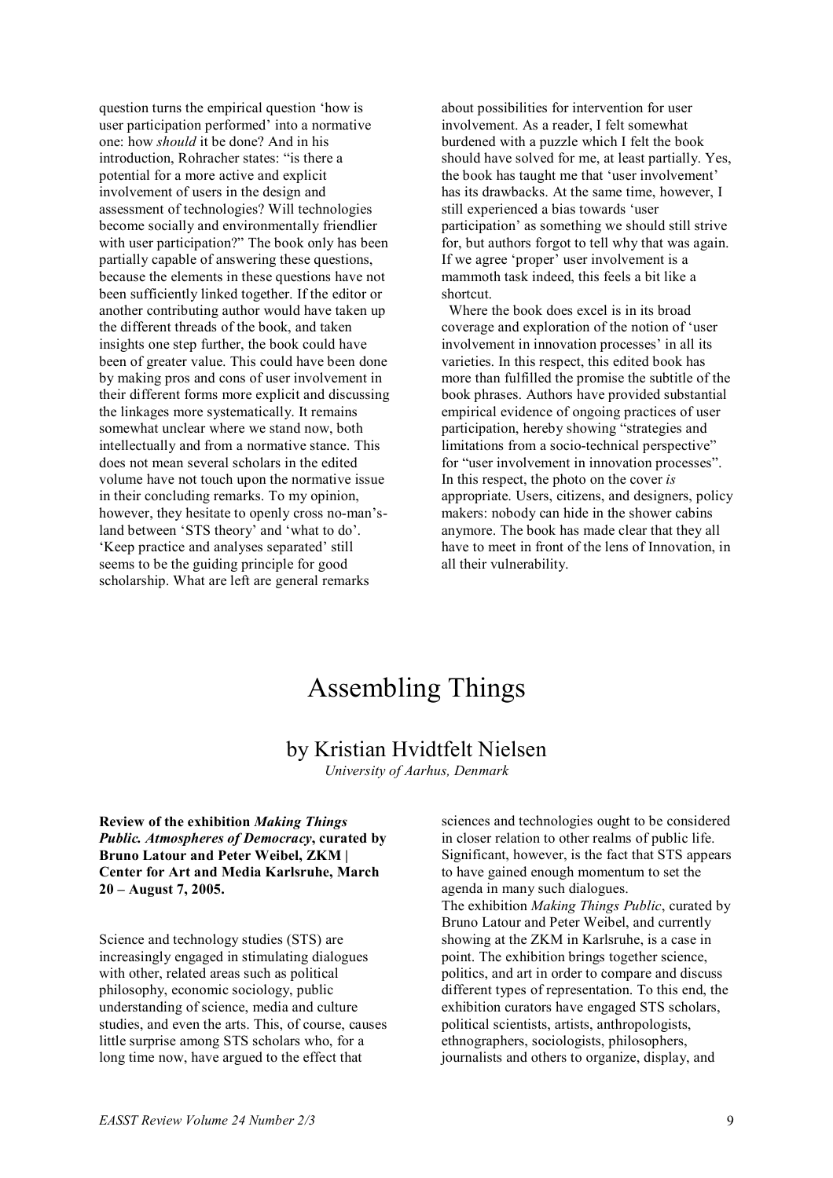question turns the empirical question 'how is user participation performed' into a normative one: how *should* it be done? And in his introduction, Rohracher states: "is there a potential for a more active and explicit involvement of users in the design and assessment of technologies? Will technologies become socially and environmentally friendlier with user participation?" The book only has been partially capable of answering these questions, because the elements in these questions have not been sufficiently linked together. If the editor or another contributing author would have taken up the different threads of the book, and taken insights one step further, the book could have been of greater value. This could have been done by making pros and cons of user involvement in their different forms more explicit and discussing the linkages more systematically. It remains somewhat unclear where we stand now, both intellectually and from a normative stance. This does not mean several scholars in the edited volume have not touch upon the normative issue in their concluding remarks. To my opinion, however, they hesitate to openly cross no-man's-land between 'STS theory' and 'what to do'. 'Keep practice and analyses separated' still seems to be the guiding principle for good scholarship. What are left are general remarks about possibilities for intervention for user involvement. As a reader, I felt somewhat burdened with a puzzle which I felt the book should have solved for me, at least partially. Yes, the book has taught me that 'user involvement' has its drawbacks. At the same time, however, I still experienced a bias towards 'user participation' as something we should still strive for, but authors forgot to tell why that was again. If we agree 'proper' user involvement is a mammoth task indeed, this feels a bit like a shortcut.

Where the book does excel is in its broad coverage and exploration of the notion of 'user involvement in innovation processes' in all its varieties. In this respect, this edited book has more than fulfilled the promise the subtitle of the book phrases. Authors have provided substantial empirical evidence of ongoing practices of user participation, hereby showing "strategies and limitations from a socio-technical perspective" for "user involvement in innovation processes". In this respect, the photo on the cover *is* appropriate. Users, citizens, and designers, policy makers: nobody can hide in the shower cabins anymore. The book has made clear that they all have to meet in front of the lens of Innovation, in all their vulnerability.

# Assembling Things

## by Kristian Hvidtfelt Nielsen

*University of Aarhus, Denmark*

**Review of the exhibition *Making Things Public. Atmospheres of Democracy*, curated by Bruno Latour and Peter Weibel, ZKM | Center for Art and Media Karlsruhe, March 20 – August 7, 2005.**

Science and technology studies (STS) are increasingly engaged in stimulating dialogues with other, related areas such as political philosophy, economic sociology, public understanding of science, media and culture studies, and even the arts. This, of course, causes little surprise among STS scholars who, for a long time now, have argued to the effect that sciences and technologies ought to be considered in closer relation to other realms of public life. Significant, however, is the fact that STS appears to have gained enough momentum to set the agenda in many such dialogues.

The exhibition *Making Things Public*, curated by Bruno Latour and Peter Weibel, and currently showing at the ZKM in Karlsruhe, is a case in point. The exhibition brings together science, politics, and art in order to compare and discuss different types of representation. To this end, the exhibition curators have engaged STS scholars, political scientists, artists, anthropologists, ethnographers, sociologists, philosophers, journalists and others to organize, display, and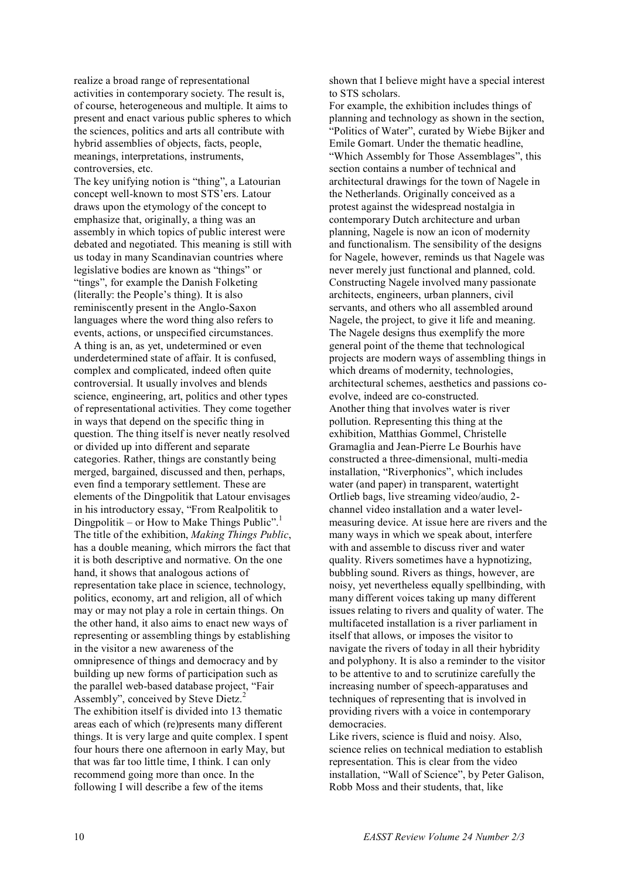realize a broad range of representational activities in contemporary society. The result is, of course, heterogeneous and multiple. It aims to present and enact various public spheres to which the sciences, politics and arts all contribute with hybrid assemblies of objects, facts, people, meanings, interpretations, instruments, controversies, etc.

The key unifying notion is "thing", a Latourian concept well-known to most STS'ers. Latour draws upon the etymology of the concept to emphasize that, originally, a thing was an assembly in which topics of public interest were debated and negotiated. This meaning is still with us today in many Scandinavian countries where legislative bodies are known as "things" or "tings", for example the Danish Folketing (literally: the People's thing). It is also reminiscently present in the Anglo-Saxon languages where the word thing also refers to events, actions, or unspecified circumstances. A thing is an, as yet, undetermined or even underdetermined state of affair. It is confused, complex and complicated, indeed often quite controversial. It usually involves and blends science, engineering, art, politics and other types of representational activities. They come together in ways that depend on the specific thing in question. The thing itself is never neatly resolved or divided up into different and separate categories. Rather, things are constantly being merged, bargained, discussed and then, perhaps, even find a temporary settlement. These are elements of the Dingpolitik that Latour envisages in his introductory essay, "From Realpolitik to Dingpolitik – or How to Make Things Public".[1]

The title of the exhibition, *Making Things Public*, has a double meaning, which mirrors the fact that it is both descriptive and normative. On the one hand, it shows that analogous actions of representation take place in science, technology, politics, economy, art and religion, all of which may or may not play a role in certain things. On the other hand, it also aims to enact new ways of representing or assembling things by establishing in the visitor a new awareness of the omnipresence of things and democracy and by building up new forms of participation such as the parallel web-based database project, "Fair Assembly", conceived by Steve Dietz.[2]

The exhibition itself is divided into 13 thematic areas each of which (re)presents many different things. It is very large and quite complex. I spent four hours there one afternoon in early May, but that was far too little time, I think. I can only recommend going more than once. In the following I will describe a few of the items shown that I believe might have a special interest to STS scholars.

For example, the exhibition includes things of planning and technology as shown in the section, "Politics of Water", curated by Wiebe Bijker and Emile Gomart. Under the thematic headline, "Which Assembly for Those Assemblages", this section contains a number of technical and architectural drawings for the town of Nagele in the Netherlands. Originally conceived as a protest against the widespread nostalgia in contemporary Dutch architecture and urban planning, Nagele is now an icon of modernity and functionalism. The sensibility of the designs for Nagele, however, reminds us that Nagele was never merely just functional and planned, cold. Constructing Nagele involved many passionate architects, engineers, urban planners, civil servants, and others who all assembled around Nagele, the project, to give it life and meaning. The Nagele designs thus exemplify the more general point of the theme that technological projects are modern ways of assembling things in which dreams of modernity, technologies, architectural schemes, aesthetics and passions co-evolve, indeed are co-constructed.

Another thing that involves water is river pollution. Representing this thing at the exhibition, Matthias Gommel, Christelle Gramaglia and Jean-Pierre Le Bourhis have constructed a three-dimensional, multi-media installation, "Riverphonics", which includes water (and paper) in transparent, watertight Ortlieb bags, live streaming video/audio, 2-channel video installation and a water level-measuring device. At issue here are rivers and the many ways in which we speak about, interfere with and assemble to discuss river and water quality. Rivers sometimes have a hypnotizing, bubbling sound. Rivers as things, however, are noisy, yet nevertheless equally spellbinding, with many different voices taking up many different issues relating to rivers and quality of water. The multifaceted installation is a river parliament in itself that allows, or imposes the visitor to navigate the rivers of today in all their hybridity and polyphony. It is also a reminder to the visitor to be attentive to and to scrutinize carefully the increasing number of speech-apparatuses and techniques of representing that is involved in providing rivers with a voice in contemporary democracies.

Like rivers, science is fluid and noisy. Also, science relies on technical mediation to establish representation. This is clear from the video installation, "Wall of Science", by Peter Galison, Robb Moss and their students, that, like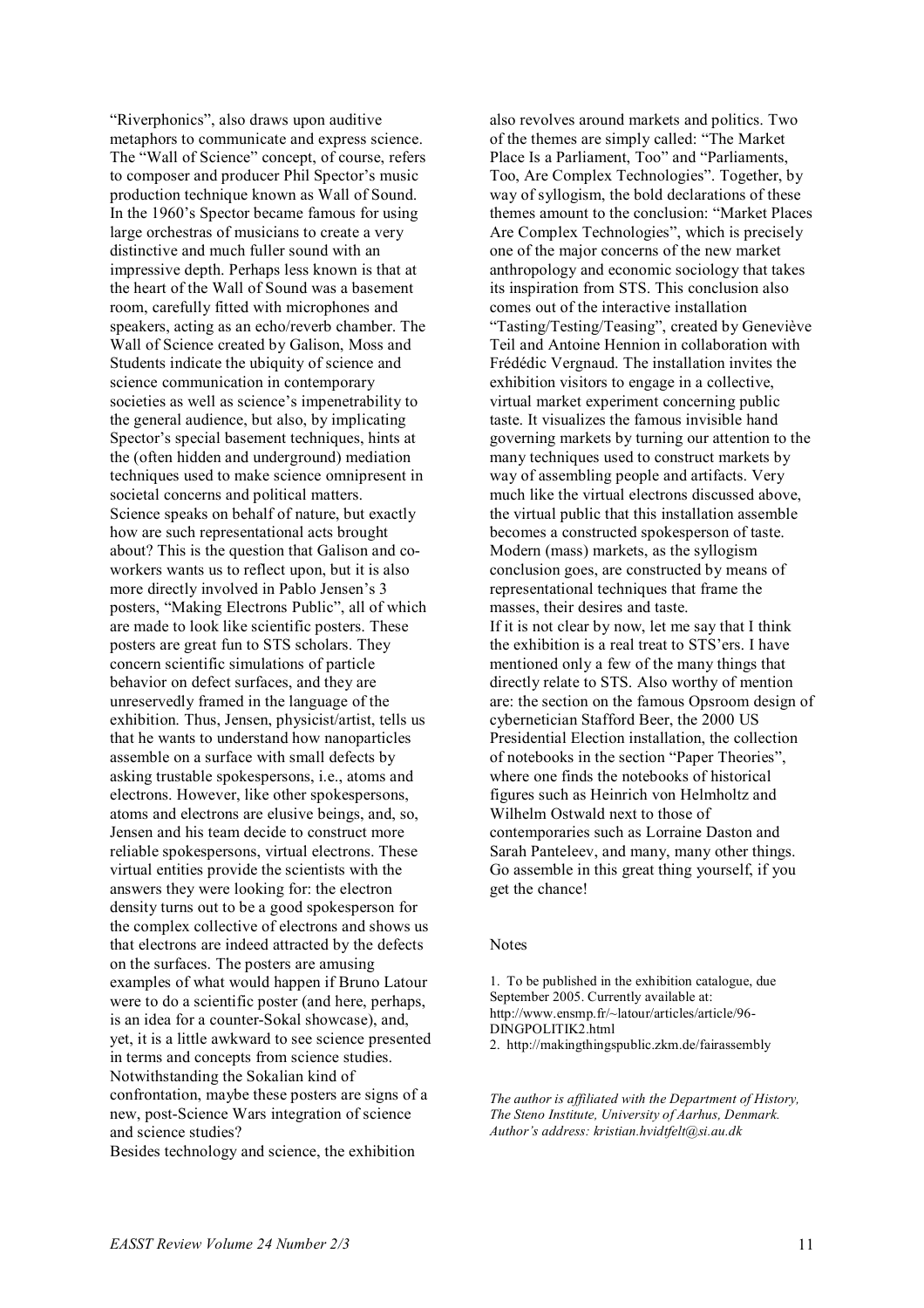"Riverphonics", also draws upon auditive metaphors to communicate and express science. The "Wall of Science" concept, of course, refers to composer and producer Phil Spector's music production technique known as Wall of Sound. In the 1960's Spector became famous for using large orchestras of musicians to create a very distinctive and much fuller sound with an impressive depth. Perhaps less known is that at the heart of the Wall of Sound was a basement room, carefully fitted with microphones and speakers, acting as an echo/reverb chamber. The Wall of Science created by Galison, Moss and Students indicate the ubiquity of science and science communication in contemporary societies as well as science's impenetrability to the general audience, but also, by implicating Spector's special basement techniques, hints at the (often hidden and underground) mediation techniques used to make science omnipresent in societal concerns and political matters.

Science speaks on behalf of nature, but exactly how are such representational acts brought about? This is the question that Galison and co-workers wants us to reflect upon, but it is also more directly involved in Pablo Jensen's 3 posters, "Making Electrons Public", all of which are made to look like scientific posters. These posters are great fun to STS scholars. They concern scientific simulations of particle behavior on defect surfaces, and they are unreservedly framed in the language of the exhibition. Thus, Jensen, physicist/artist, tells us that he wants to understand how nanoparticles assemble on a surface with small defects by asking trustable spokespersons, i.e., atoms and electrons. However, like other spokespersons, atoms and electrons are elusive beings, and, so, Jensen and his team decide to construct more reliable spokespersons, virtual electrons. These virtual entities provide the scientists with the answers they were looking for: the electron density turns out to be a good spokesperson for the complex collective of electrons and shows us that electrons are indeed attracted by the defects on the surfaces. The posters are amusing examples of what would happen if Bruno Latour were to do a scientific poster (and here, perhaps, is an idea for a counter-Sokal showcase), and, yet, it is a little awkward to see science presented in terms and concepts from science studies. Notwithstanding the Sokalian kind of confrontation, maybe these posters are signs of a new, post-Science Wars integration of science and science studies?

Besides technology and science, the exhibition also revolves around markets and politics. Two of the themes are simply called: "The Market Place Is a Parliament, Too" and "Parliaments, Too, Are Complex Technologies". Together, by way of syllogism, the bold declarations of these themes amount to the conclusion: "Market Places Are Complex Technologies", which is precisely one of the major concerns of the new market anthropology and economic sociology that takes its inspiration from STS. This conclusion also comes out of the interactive installation "Tasting/Testing/Teasing", created by Geneviève Teil and Antoine Hennion in collaboration with Frédédic Vergnaud. The installation invites the exhibition visitors to engage in a collective, virtual market experiment concerning public taste. It visualizes the famous invisible hand governing markets by turning our attention to the many techniques used to construct markets by way of assembling people and artifacts. Very much like the virtual electrons discussed above, the virtual public that this installation assemble becomes a constructed spokesperson of taste. Modern (mass) markets, as the syllogism conclusion goes, are constructed by means of representational techniques that frame the masses, their desires and taste.

If it is not clear by now, let me say that I think the exhibition is a real treat to STS'ers. I have mentioned only a few of the many things that directly relate to STS. Also worthy of mention are: the section on the famous Opsroom design of cybernetician Stafford Beer, the 2000 US Presidential Election installation, the collection of notebooks in the section "Paper Theories", where one finds the notebooks of historical figures such as Heinrich von Helmholtz and Wilhelm Ostwald next to those of contemporaries such as Lorraine Daston and Sarah Panteleev, and many, many other things. Go assemble in this great thing yourself, if you get the chance!

Notes

1. To be published in the exhibition catalogue, due September 2005. Currently available at: http://www.ensmp.fr/~latour/articles/article/96-DINGPOLITIK2.html
2. http://makingthingspublic.zkm.de/fairassembly

*The author is affiliated with the Department of History, The Steno Institute, University of Aarhus, Denmark. Author's address: kristian.hvidtfelt@si.au.dk*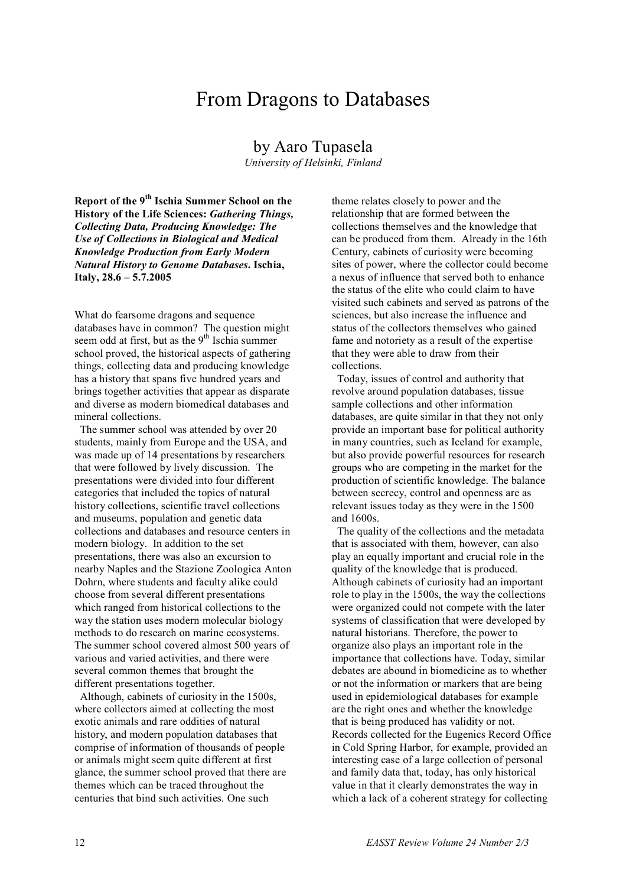# From Dragons to Databases

## by Aaro Tupasela

*University of Helsinki, Finland*

**Report of the 9th Ischia Summer School on the History of the Life Sciences: *Gathering Things, Collecting Data, Producing Knowledge: The Use of Collections in Biological and Medical Knowledge Production from Early Modern Natural History to Genome Databases*. Ischia, Italy, 28.6 – 5.7.2005**

What do fearsome dragons and sequence databases have in common? The question might seem odd at first, but as the 9th Ischia summer school proved, the historical aspects of gathering things, collecting data and producing knowledge has a history that spans five hundred years and brings together activities that appear as disparate and diverse as modern biomedical databases and mineral collections.

The summer school was attended by over 20 students, mainly from Europe and the USA, and was made up of 14 presentations by researchers that were followed by lively discussion. The presentations were divided into four different categories that included the topics of natural history collections, scientific travel collections and museums, population and genetic data collections and databases and resource centers in modern biology. In addition to the set presentations, there was also an excursion to nearby Naples and the Stazione Zoologica Anton Dohrn, where students and faculty alike could choose from several different presentations which ranged from historical collections to the way the station uses modern molecular biology methods to do research on marine ecosystems. The summer school covered almost 500 years of various and varied activities, and there were several common themes that brought the different presentations together.

Although, cabinets of curiosity in the 1500s, where collectors aimed at collecting the most exotic animals and rare oddities of natural history, and modern population databases that comprise of information of thousands of people or animals might seem quite different at first glance, the summer school proved that there are themes which can be traced throughout the centuries that bind such activities. One such theme relates closely to power and the relationship that are formed between the collections themselves and the knowledge that can be produced from them. Already in the 16th Century, cabinets of curiosity were becoming sites of power, where the collector could become a nexus of influence that served both to enhance the status of the elite who could claim to have visited such cabinets and served as patrons of the sciences, but also increase the influence and status of the collectors themselves who gained fame and notoriety as a result of the expertise that they were able to draw from their collections.

Today, issues of control and authority that revolve around population databases, tissue sample collections and other information databases, are quite similar in that they not only provide an important base for political authority in many countries, such as Iceland for example, but also provide powerful resources for research groups who are competing in the market for the production of scientific knowledge. The balance between secrecy, control and openness are as relevant issues today as they were in the 1500 and 1600s.

The quality of the collections and the metadata that is associated with them, however, can also play an equally important and crucial role in the quality of the knowledge that is produced. Although cabinets of curiosity had an important role to play in the 1500s, the way the collections were organized could not compete with the later systems of classification that were developed by natural historians. Therefore, the power to organize also plays an important role in the importance that collections have. Today, similar debates are abound in biomedicine as to whether or not the information or markers that are being used in epidemiological databases for example are the right ones and whether the knowledge that is being produced has validity or not. Records collected for the Eugenics Record Office in Cold Spring Harbor, for example, provided an interesting case of a large collection of personal and family data that, today, has only historical value in that it clearly demonstrates the way in which a lack of a coherent strategy for collecting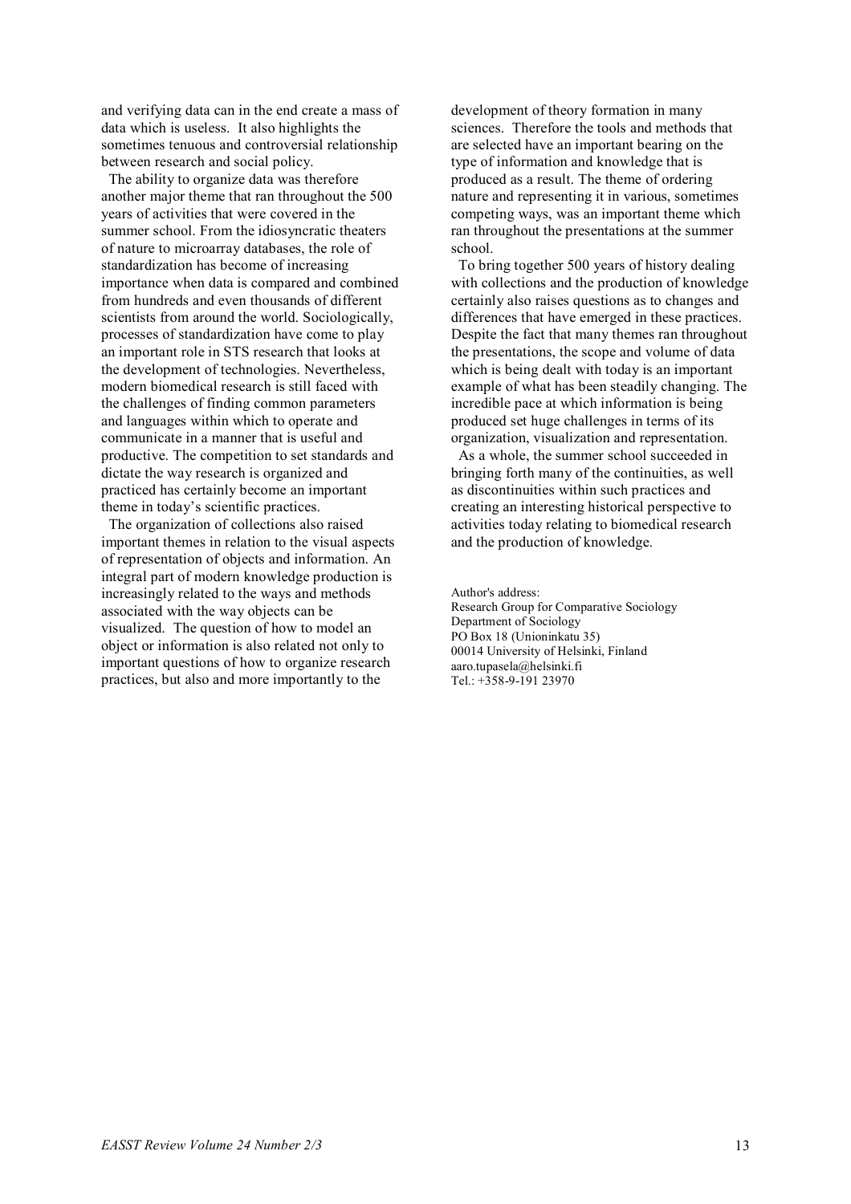and verifying data can in the end create a mass of data which is useless. It also highlights the sometimes tenuous and controversial relationship between research and social policy.

The ability to organize data was therefore another major theme that ran throughout the 500 years of activities that were covered in the summer school. From the idiosyncratic theaters of nature to microarray databases, the role of standardization has become of increasing importance when data is compared and combined from hundreds and even thousands of different scientists from around the world. Sociologically, processes of standardization have come to play an important role in STS research that looks at the development of technologies. Nevertheless, modern biomedical research is still faced with the challenges of finding common parameters and languages within which to operate and communicate in a manner that is useful and productive. The competition to set standards and dictate the way research is organized and practiced has certainly become an important theme in today's scientific practices.

The organization of collections also raised important themes in relation to the visual aspects of representation of objects and information. An integral part of modern knowledge production is increasingly related to the ways and methods associated with the way objects can be visualized. The question of how to model an object or information is also related not only to important questions of how to organize research practices, but also and more importantly to the development of theory formation in many sciences. Therefore the tools and methods that are selected have an important bearing on the type of information and knowledge that is produced as a result. The theme of ordering nature and representing it in various, sometimes competing ways, was an important theme which ran throughout the presentations at the summer school.

To bring together 500 years of history dealing with collections and the production of knowledge certainly also raises questions as to changes and differences that have emerged in these practices. Despite the fact that many themes ran throughout the presentations, the scope and volume of data which is being dealt with today is an important example of what has been steadily changing. The incredible pace at which information is being produced set huge challenges in terms of its organization, visualization and representation.

As a whole, the summer school succeeded in bringing forth many of the continuities, as well as discontinuities within such practices and creating an interesting historical perspective to activities today relating to biomedical research and the production of knowledge.

Author's address:
Research Group for Comparative Sociology
Department of Sociology
PO Box 18 (Unioninkatu 35)
00014 University of Helsinki, Finland
aaro.tupasela@helsinki.fi
Tel.: +358-9-191 23970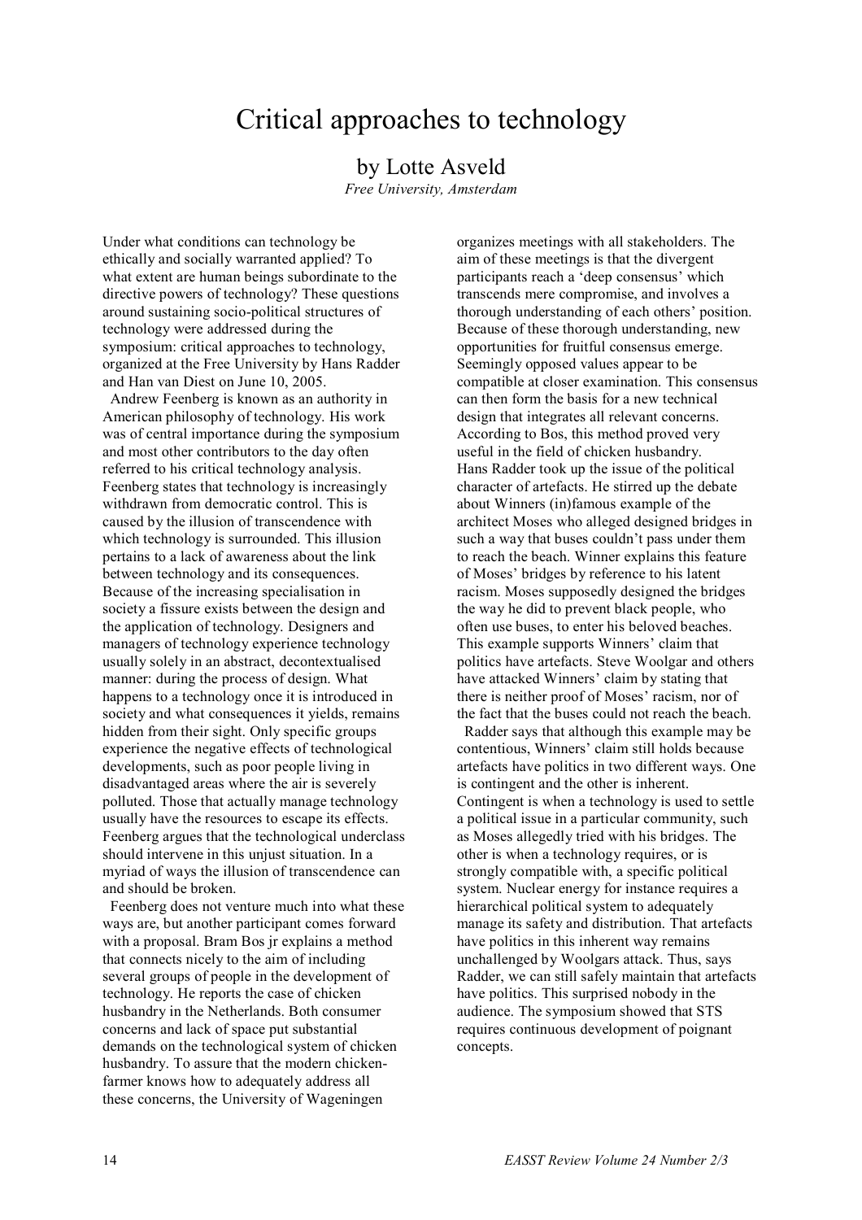# Critical approaches to technology

## by Lotte Asveld

*Free University, Amsterdam*

Under what conditions can technology be ethically and socially warranted applied? To what extent are human beings subordinate to the directive powers of technology? These questions around sustaining socio-political structures of technology were addressed during the symposium: critical approaches to technology, organized at the Free University by Hans Radder and Han van Diest on June 10, 2005.

Andrew Feenberg is known as an authority in American philosophy of technology. His work was of central importance during the symposium and most other contributors to the day often referred to his critical technology analysis. Feenberg states that technology is increasingly withdrawn from democratic control. This is caused by the illusion of transcendence with which technology is surrounded. This illusion pertains to a lack of awareness about the link between technology and its consequences. Because of the increasing specialisation in society a fissure exists between the design and the application of technology. Designers and managers of technology experience technology usually solely in an abstract, decontextualised manner: during the process of design. What happens to a technology once it is introduced in society and what consequences it yields, remains hidden from their sight. Only specific groups experience the negative effects of technological developments, such as poor people living in disadvantaged areas where the air is severely polluted. Those that actually manage technology usually have the resources to escape its effects. Feenberg argues that the technological underclass should intervene in this unjust situation. In a myriad of ways the illusion of transcendence can and should be broken.

Feenberg does not venture much into what these ways are, but another participant comes forward with a proposal. Bram Bos jr explains a method that connects nicely to the aim of including several groups of people in the development of technology. He reports the case of chicken husbandry in the Netherlands. Both consumer concerns and lack of space put substantial demands on the technological system of chicken husbandry. To assure that the modern chicken-farmer knows how to adequately address all these concerns, the University of Wageningen organizes meetings with all stakeholders. The aim of these meetings is that the divergent participants reach a 'deep consensus' which transcends mere compromise, and involves a thorough understanding of each others' position. Because of these thorough understanding, new opportunities for fruitful consensus emerge. Seemingly opposed values appear to be compatible at closer examination. This consensus can then form the basis for a new technical design that integrates all relevant concerns. According to Bos, this method proved very useful in the field of chicken husbandry.

Hans Radder took up the issue of the political character of artefacts. He stirred up the debate about Winners (in)famous example of the architect Moses who alleged designed bridges in such a way that buses couldn't pass under them to reach the beach. Winner explains this feature of Moses' bridges by reference to his latent racism. Moses supposedly designed the bridges the way he did to prevent black people, who often use buses, to enter his beloved beaches. This example supports Winners' claim that politics have artefacts. Steve Woolgar and others have attacked Winners' claim by stating that there is neither proof of Moses' racism, nor of the fact that the buses could not reach the beach.

Radder says that although this example may be contentious, Winners' claim still holds because artefacts have politics in two different ways. One is contingent and the other is inherent. Contingent is when a technology is used to settle a political issue in a particular community, such as Moses allegedly tried with his bridges. The other is when a technology requires, or is strongly compatible with, a specific political system. Nuclear energy for instance requires a hierarchical political system to adequately manage its safety and distribution. That artefacts have politics in this inherent way remains unchallenged by Woolgars attack. Thus, says Radder, we can still safely maintain that artefacts have politics. This surprised nobody in the audience. The symposium showed that STS requires continuous development of poignant concepts.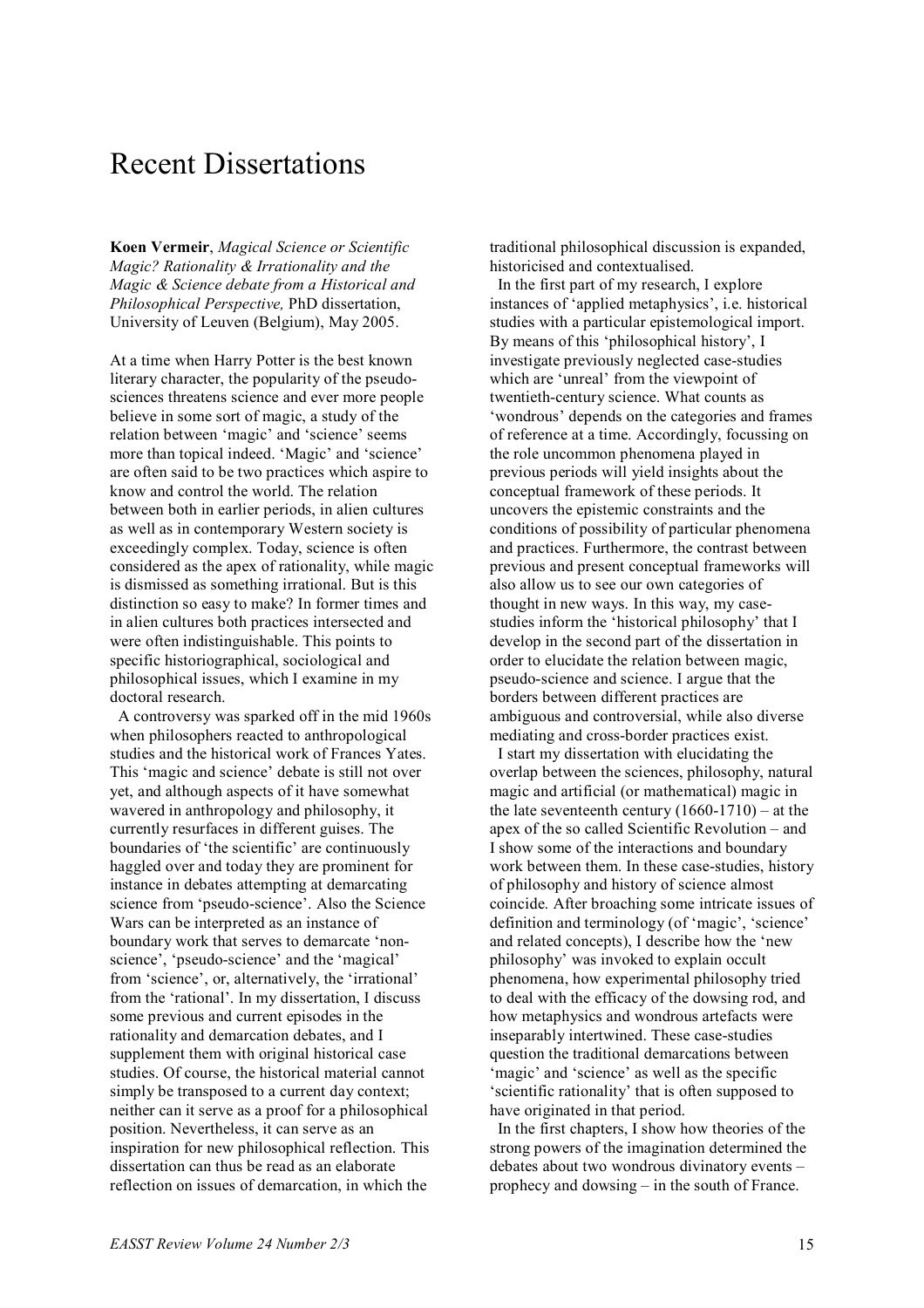# Recent Dissertations

**Koen Vermeir**, *Magical Science or Scientific Magic? Rationality & Irrationality and the Magic & Science debate from a Historical and Philosophical Perspective,* PhD dissertation, University of Leuven (Belgium), May 2005.

At a time when Harry Potter is the best known literary character, the popularity of the pseudo-sciences threatens science and ever more people believe in some sort of magic, a study of the relation between 'magic' and 'science' seems more than topical indeed. 'Magic' and 'science' are often said to be two practices which aspire to know and control the world. The relation between both in earlier periods, in alien cultures as well as in contemporary Western society is exceedingly complex. Today, science is often considered as the apex of rationality, while magic is dismissed as something irrational. But is this distinction so easy to make? In former times and in alien cultures both practices intersected and were often indistinguishable. This points to specific historiographical, sociological and philosophical issues, which I examine in my doctoral research.

A controversy was sparked off in the mid 1960s when philosophers reacted to anthropological studies and the historical work of Frances Yates. This 'magic and science' debate is still not over yet, and although aspects of it have somewhat wavered in anthropology and philosophy, it currently resurfaces in different guises. The boundaries of 'the scientific' are continuously haggled over and today they are prominent for instance in debates attempting at demarcating science from 'pseudo-science'. Also the Science Wars can be interpreted as an instance of boundary work that serves to demarcate 'non-science', 'pseudo-science' and the 'magical' from 'science', or, alternatively, the 'irrational' from the 'rational'. In my dissertation, I discuss some previous and current episodes in the rationality and demarcation debates, and I supplement them with original historical case studies. Of course, the historical material cannot simply be transposed to a current day context; neither can it serve as a proof for a philosophical position. Nevertheless, it can serve as an inspiration for new philosophical reflection. This dissertation can thus be read as an elaborate reflection on issues of demarcation, in which the traditional philosophical discussion is expanded, historicised and contextualised.

In the first part of my research, I explore instances of 'applied metaphysics', i.e. historical studies with a particular epistemological import. By means of this 'philosophical history', I investigate previously neglected case-studies which are 'unreal' from the viewpoint of twentieth-century science. What counts as 'wondrous' depends on the categories and frames of reference at a time. Accordingly, focussing on the role uncommon phenomena played in previous periods will yield insights about the conceptual framework of these periods. It uncovers the epistemic constraints and the conditions of possibility of particular phenomena and practices. Furthermore, the contrast between previous and present conceptual frameworks will also allow us to see our own categories of thought in new ways. In this way, my case-studies inform the 'historical philosophy' that I develop in the second part of the dissertation in order to elucidate the relation between magic, pseudo-science and science. I argue that the borders between different practices are ambiguous and controversial, while also diverse mediating and cross-border practices exist.

I start my dissertation with elucidating the overlap between the sciences, philosophy, natural magic and artificial (or mathematical) magic in the late seventeenth century (1660-1710) – at the apex of the so called Scientific Revolution – and I show some of the interactions and boundary work between them. In these case-studies, history of philosophy and history of science almost coincide. After broaching some intricate issues of definition and terminology (of 'magic', 'science' and related concepts), I describe how the 'new philosophy' was invoked to explain occult phenomena, how experimental philosophy tried to deal with the efficacy of the dowsing rod, and how metaphysics and wondrous artefacts were inseparably intertwined. These case-studies question the traditional demarcations between 'magic' and 'science' as well as the specific 'scientific rationality' that is often supposed to have originated in that period.

In the first chapters, I show how theories of the strong powers of the imagination determined the debates about two wondrous divinatory events – prophecy and dowsing – in the south of France.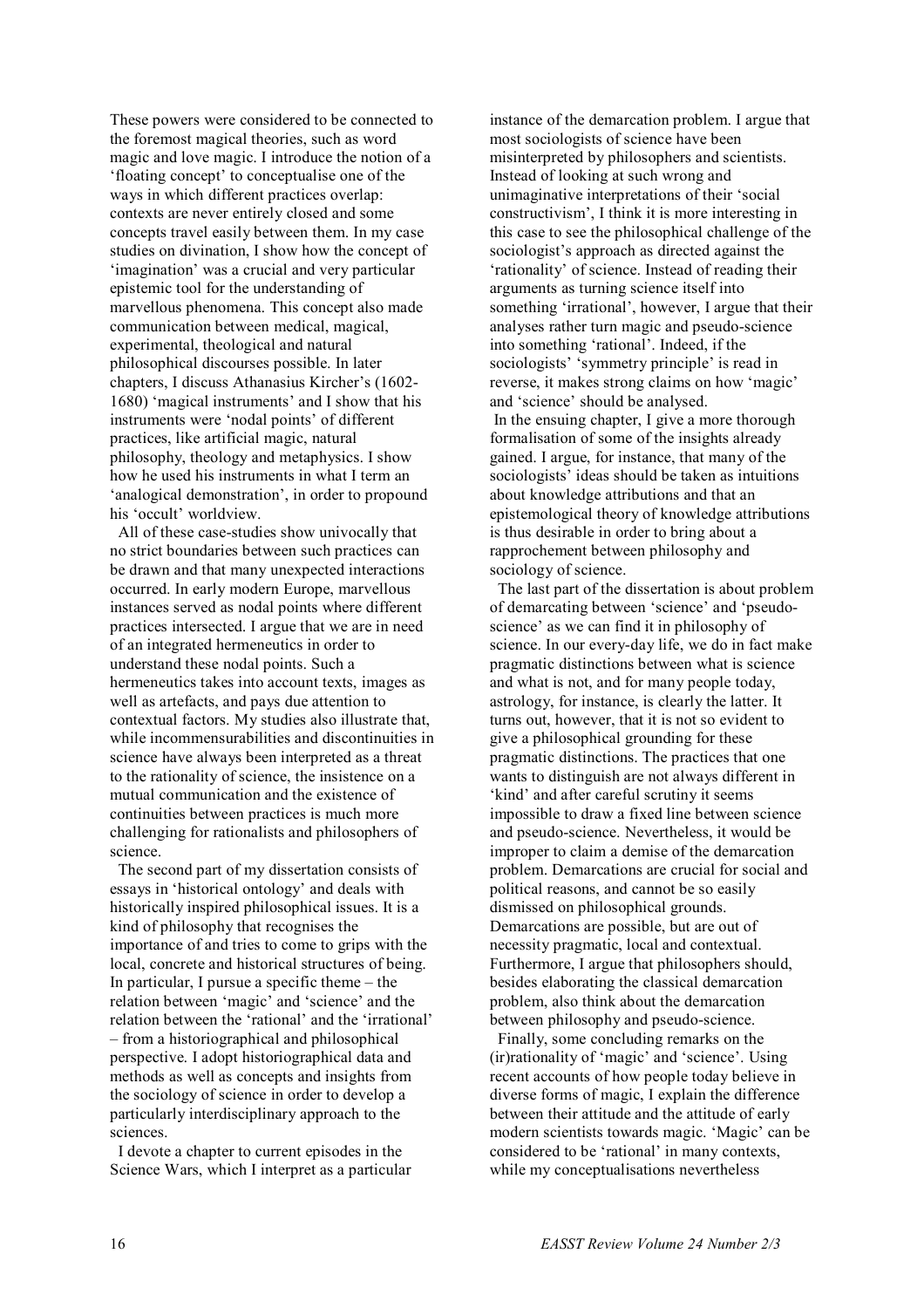These powers were considered to be connected to the foremost magical theories, such as word magic and love magic. I introduce the notion of a 'floating concept' to conceptualise one of the ways in which different practices overlap: contexts are never entirely closed and some concepts travel easily between them. In my case studies on divination, I show how the concept of 'imagination' was a crucial and very particular epistemic tool for the understanding of marvellous phenomena. This concept also made communication between medical, magical, experimental, theological and natural philosophical discourses possible. In later chapters, I discuss Athanasius Kircher's (1602-1680) 'magical instruments' and I show that his instruments were 'nodal points' of different practices, like artificial magic, natural philosophy, theology and metaphysics. I show how he used his instruments in what I term an 'analogical demonstration', in order to propound his 'occult' worldview.

All of these case-studies show univocally that no strict boundaries between such practices can be drawn and that many unexpected interactions occurred. In early modern Europe, marvellous instances served as nodal points where different practices intersected. I argue that we are in need of an integrated hermeneutics in order to understand these nodal points. Such a hermeneutics takes into account texts, images as well as artefacts, and pays due attention to contextual factors. My studies also illustrate that, while incommensurabilities and discontinuities in science have always been interpreted as a threat to the rationality of science, the insistence on a mutual communication and the existence of continuities between practices is much more challenging for rationalists and philosophers of science.

The second part of my dissertation consists of essays in 'historical ontology' and deals with historically inspired philosophical issues. It is a kind of philosophy that recognises the importance of and tries to come to grips with the local, concrete and historical structures of being. In particular, I pursue a specific theme – the relation between 'magic' and 'science' and the relation between the 'rational' and the 'irrational' – from a historiographical and philosophical perspective. I adopt historiographical data and methods as well as concepts and insights from the sociology of science in order to develop a particularly interdisciplinary approach to the sciences.

I devote a chapter to current episodes in the Science Wars, which I interpret as a particular instance of the demarcation problem. I argue that most sociologists of science have been misinterpreted by philosophers and scientists. Instead of looking at such wrong and unimaginative interpretations of their 'social constructivism', I think it is more interesting in this case to see the philosophical challenge of the sociologist's approach as directed against the 'rationality' of science. Instead of reading their arguments as turning science itself into something 'irrational', however, I argue that their analyses rather turn magic and pseudo-science into something 'rational'. Indeed, if the sociologists' 'symmetry principle' is read in reverse, it makes strong claims on how 'magic' and 'science' should be analysed.

In the ensuing chapter, I give a more thorough formalisation of some of the insights already gained. I argue, for instance, that many of the sociologists' ideas should be taken as intuitions about knowledge attributions and that an epistemological theory of knowledge attributions is thus desirable in order to bring about a rapprochement between philosophy and sociology of science.

The last part of the dissertation is about problem of demarcating between 'science' and 'pseudo-science' as we can find it in philosophy of science. In our every-day life, we do in fact make pragmatic distinctions between what is science and what is not, and for many people today, astrology, for instance, is clearly the latter. It turns out, however, that it is not so evident to give a philosophical grounding for these pragmatic distinctions. The practices that one wants to distinguish are not always different in 'kind' and after careful scrutiny it seems impossible to draw a fixed line between science and pseudo-science. Nevertheless, it would be improper to claim a demise of the demarcation problem. Demarcations are crucial for social and political reasons, and cannot be so easily dismissed on philosophical grounds. Demarcations are possible, but are out of necessity pragmatic, local and contextual. Furthermore, I argue that philosophers should, besides elaborating the classical demarcation problem, also think about the demarcation between philosophy and pseudo-science.

Finally, some concluding remarks on the (ir)rationality of 'magic' and 'science'. Using recent accounts of how people today believe in diverse forms of magic, I explain the difference between their attitude and the attitude of early modern scientists towards magic. 'Magic' can be considered to be 'rational' in many contexts, while my conceptualisations nevertheless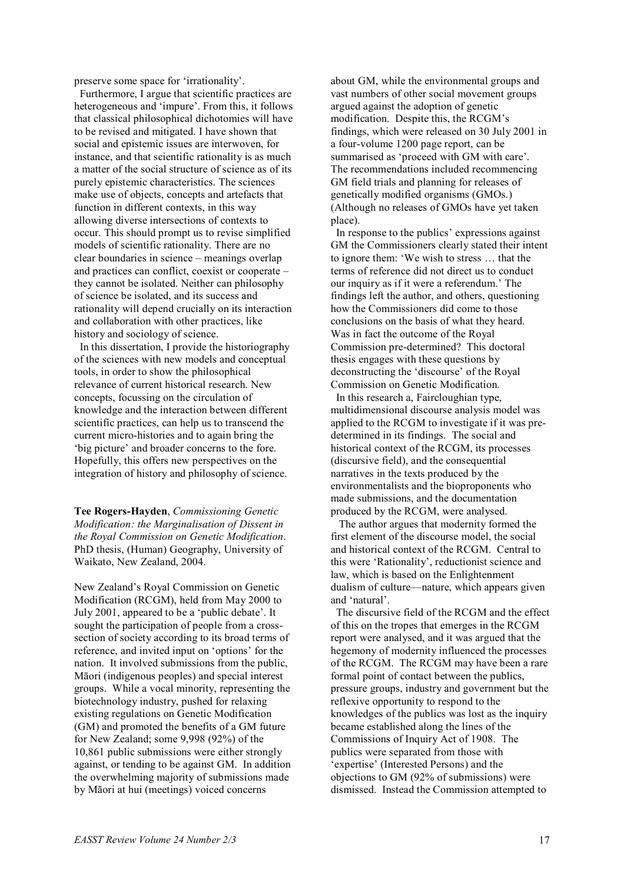preserve some space for 'irrationality'.

Furthermore, I argue that scientific practices are heterogeneous and 'impure'. From this, it follows that classical philosophical dichotomies will have to be revised and mitigated. I have shown that social and epistemic issues are interwoven, for instance, and that scientific rationality is as much a matter of the social structure of science as of its purely epistemic characteristics. The sciences make use of objects, concepts and artefacts that function in different contexts, in this way allowing diverse intersections of contexts to occur. This should prompt us to revise simplified models of scientific rationality. There are no clear boundaries in science – meanings overlap and practices can conflict, coexist or cooperate – they cannot be isolated. Neither can philosophy of science be isolated, and its success and rationality will depend crucially on its interaction and collaboration with other practices, like history and sociology of science.

In this dissertation, I provide the historiography of the sciences with new models and conceptual tools, in order to show the philosophical relevance of current historical research. New concepts, focussing on the circulation of knowledge and the interaction between different scientific practices, can help us to transcend the current micro-histories and to again bring the 'big picture' and broader concerns to the fore. Hopefully, this offers new perspectives on the integration of history and philosophy of science.

**Tee Rogers-Hayden**, *Commissioning Genetic Modification: the Marginalisation of Dissent in the Royal Commission on Genetic Modification*. PhD thesis, (Human) Geography, University of Waikato, New Zealand, 2004.

New Zealand's Royal Commission on Genetic Modification (RCGM), held from May 2000 to July 2001, appeared to be a 'public debate'. It sought the participation of people from a cross-section of society according to its broad terms of reference, and invited input on 'options' for the nation. It involved submissions from the public, Māori (indigenous peoples) and special interest groups. While a vocal minority, representing the biotechnology industry, pushed for relaxing existing regulations on Genetic Modification (GM) and promoted the benefits of a GM future for New Zealand; some 9,998 (92%) of the 10,861 public submissions were either strongly against, or tending to be against GM. In addition the overwhelming majority of submissions made by Māori at hui (meetings) voiced concerns about GM, while the environmental groups and vast numbers of other social movement groups argued against the adoption of genetic modification. Despite this, the RCGM's findings, which were released on 30 July 2001 in a four-volume 1200 page report, can be summarised as 'proceed with GM with care'. The recommendations included recommencing GM field trials and planning for releases of genetically modified organisms (GMOs.) (Although no releases of GMOs have yet taken place).

In response to the publics' expressions against GM the Commissioners clearly stated their intent to ignore them: 'We wish to stress … that the terms of reference did not direct us to conduct our inquiry as if it were a referendum.' The findings left the author, and others, questioning how the Commissioners did come to those conclusions on the basis of what they heard. Was in fact the outcome of the Royal Commission pre-determined? This doctoral thesis engages with these questions by deconstructing the 'discourse' of the Royal Commission on Genetic Modification.

In this research a, Faircloughian type, multidimensional discourse analysis model was applied to the RCGM to investigate if it was pre-determined in its findings. The social and historical context of the RCGM, its processes (discursive field), and the consequential narratives in the texts produced by the environmentalists and the bioproponents who made submissions, and the documentation produced by the RCGM, were analysed.

The author argues that modernity formed the first element of the discourse model, the social and historical context of the RCGM. Central to this were 'Rationality', reductionist science and law, which is based on the Enlightenment dualism of culture—nature, which appears given and 'natural'.

The discursive field of the RCGM and the effect of this on the tropes that emerges in the RCGM report were analysed, and it was argued that the hegemony of modernity influenced the processes of the RCGM. The RCGM may have been a rare formal point of contact between the publics, pressure groups, industry and government but the reflexive opportunity to respond to the knowledges of the publics was lost as the inquiry became established along the lines of the Commissions of Inquiry Act of 1908. The publics were separated from those with 'expertise' (Interested Persons) and the objections to GM (92% of submissions) were dismissed. Instead the Commission attempted to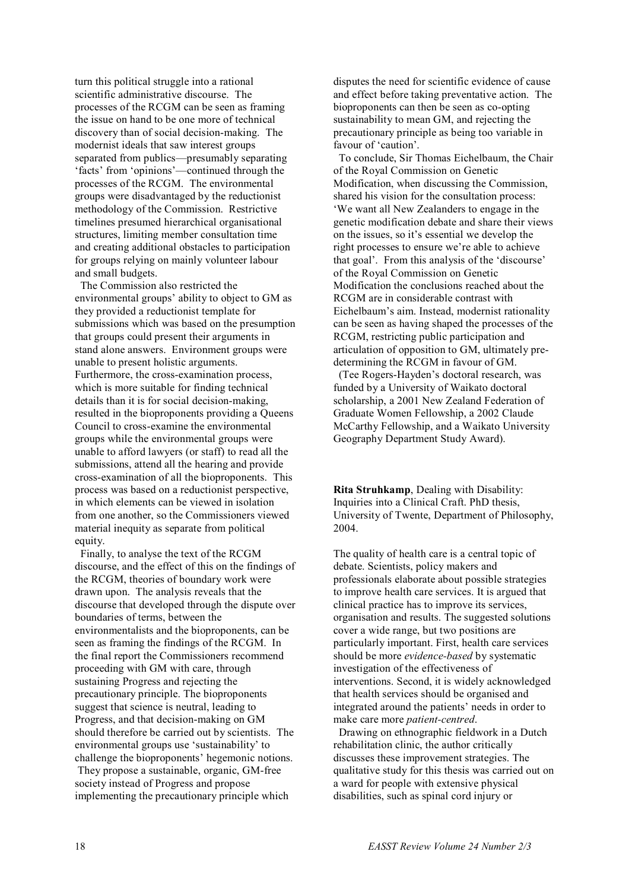turn this political struggle into a rational scientific administrative discourse. The processes of the RCGM can be seen as framing the issue on hand to be one more of technical discovery than of social decision-making. The modernist ideals that saw interest groups separated from publics—presumably separating 'facts' from 'opinions'—continued through the processes of the RCGM. The environmental groups were disadvantaged by the reductionist methodology of the Commission. Restrictive timelines presumed hierarchical organisational structures, limiting member consultation time and creating additional obstacles to participation for groups relying on mainly volunteer labour and small budgets.

The Commission also restricted the environmental groups' ability to object to GM as they provided a reductionist template for submissions which was based on the presumption that groups could present their arguments in stand alone answers. Environment groups were unable to present holistic arguments. Furthermore, the cross-examination process, which is more suitable for finding technical details than it is for social decision-making, resulted in the bioproponents providing a Queens Council to cross-examine the environmental groups while the environmental groups were unable to afford lawyers (or staff) to read all the submissions, attend all the hearing and provide cross-examination of all the bioproponents. This process was based on a reductionist perspective, in which elements can be viewed in isolation from one another, so the Commissioners viewed material inequity as separate from political equity.

Finally, to analyse the text of the RCGM discourse, and the effect of this on the findings of the RCGM, theories of boundary work were drawn upon. The analysis reveals that the discourse that developed through the dispute over boundaries of terms, between the environmentalists and the bioproponents, can be seen as framing the findings of the RCGM. In the final report the Commissioners recommend proceeding with GM with care, through sustaining Progress and rejecting the precautionary principle. The bioproponents suggest that science is neutral, leading to Progress, and that decision-making on GM should therefore be carried out by scientists. The environmental groups use 'sustainability' to challenge the bioproponents' hegemonic notions. They propose a sustainable, organic, GM-free society instead of Progress and propose implementing the precautionary principle which disputes the need for scientific evidence of cause and effect before taking preventative action. The bioproponents can then be seen as co-opting sustainability to mean GM, and rejecting the precautionary principle as being too variable in favour of 'caution'.

To conclude, Sir Thomas Eichelbaum, the Chair of the Royal Commission on Genetic Modification, when discussing the Commission, shared his vision for the consultation process: 'We want all New Zealanders to engage in the genetic modification debate and share their views on the issues, so it's essential we develop the right processes to ensure we're able to achieve that goal'. From this analysis of the 'discourse' of the Royal Commission on Genetic Modification the conclusions reached about the RCGM are in considerable contrast with Eichelbaum's aim. Instead, modernist rationality can be seen as having shaped the processes of the RCGM, restricting public participation and articulation of opposition to GM, ultimately pre-determining the RCGM in favour of GM.

(Tee Rogers-Hayden's doctoral research, was funded by a University of Waikato doctoral scholarship, a 2001 New Zealand Federation of Graduate Women Fellowship, a 2002 Claude McCarthy Fellowship, and a Waikato University Geography Department Study Award).

**Rita Struhkamp**, Dealing with Disability: Inquiries into a Clinical Craft. PhD thesis, University of Twente, Department of Philosophy, 2004.

The quality of health care is a central topic of debate. Scientists, policy makers and professionals elaborate about possible strategies to improve health care services. It is argued that clinical practice has to improve its services, organisation and results. The suggested solutions cover a wide range, but two positions are particularly important. First, health care services should be more *evidence-based* by systematic investigation of the effectiveness of interventions. Second, it is widely acknowledged that health services should be organised and integrated around the patients' needs in order to make care more *patient-centred*.

Drawing on ethnographic fieldwork in a Dutch rehabilitation clinic, the author critically discusses these improvement strategies. The qualitative study for this thesis was carried out on a ward for people with extensive physical disabilities, such as spinal cord injury or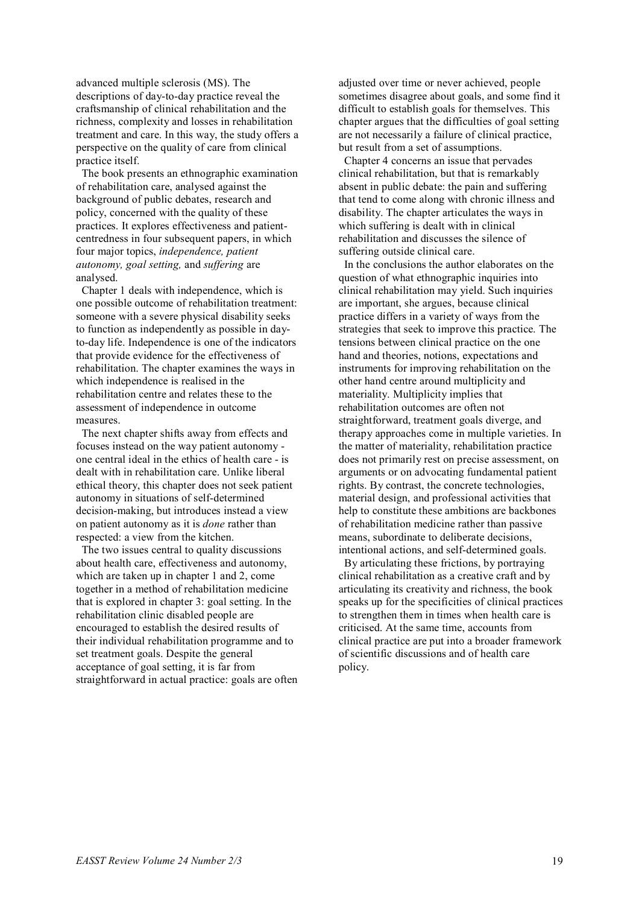advanced multiple sclerosis (MS). The descriptions of day-to-day practice reveal the craftsmanship of clinical rehabilitation and the richness, complexity and losses in rehabilitation treatment and care. In this way, the study offers a perspective on the quality of care from clinical practice itself.

The book presents an ethnographic examination of rehabilitation care, analysed against the background of public debates, research and policy, concerned with the quality of these practices. It explores effectiveness and patient-centredness in four subsequent papers, in which four major topics, *independence, patient autonomy, goal setting,* and *suffering* are analysed.

Chapter 1 deals with independence, which is one possible outcome of rehabilitation treatment: someone with a severe physical disability seeks to function as independently as possible in day-to-day life. Independence is one of the indicators that provide evidence for the effectiveness of rehabilitation. The chapter examines the ways in which independence is realised in the rehabilitation centre and relates these to the assessment of independence in outcome measures.

The next chapter shifts away from effects and focuses instead on the way patient autonomy - one central ideal in the ethics of health care - is dealt with in rehabilitation care. Unlike liberal ethical theory, this chapter does not seek patient autonomy in situations of self-determined decision-making, but introduces instead a view on patient autonomy as it is *done* rather than respected: a view from the kitchen.

The two issues central to quality discussions about health care, effectiveness and autonomy, which are taken up in chapter 1 and 2, come together in a method of rehabilitation medicine that is explored in chapter 3: goal setting. In the rehabilitation clinic disabled people are encouraged to establish the desired results of their individual rehabilitation programme and to set treatment goals. Despite the general acceptance of goal setting, it is far from straightforward in actual practice: goals are often adjusted over time or never achieved, people sometimes disagree about goals, and some find it difficult to establish goals for themselves. This chapter argues that the difficulties of goal setting are not necessarily a failure of clinical practice, but result from a set of assumptions.

Chapter 4 concerns an issue that pervades clinical rehabilitation, but that is remarkably absent in public debate: the pain and suffering that tend to come along with chronic illness and disability. The chapter articulates the ways in which suffering is dealt with in clinical rehabilitation and discusses the silence of suffering outside clinical care.

In the conclusions the author elaborates on the question of what ethnographic inquiries into clinical rehabilitation may yield. Such inquiries are important, she argues, because clinical practice differs in a variety of ways from the strategies that seek to improve this practice. The tensions between clinical practice on the one hand and theories, notions, expectations and instruments for improving rehabilitation on the other hand centre around multiplicity and materiality. Multiplicity implies that rehabilitation outcomes are often not straightforward, treatment goals diverge, and therapy approaches come in multiple varieties. In the matter of materiality, rehabilitation practice does not primarily rest on precise assessment, on arguments or on advocating fundamental patient rights. By contrast, the concrete technologies, material design, and professional activities that help to constitute these ambitions are backbones of rehabilitation medicine rather than passive means, subordinate to deliberate decisions, intentional actions, and self-determined goals.

By articulating these frictions, by portraying clinical rehabilitation as a creative craft and by articulating its creativity and richness, the book speaks up for the specificities of clinical practices to strengthen them in times when health care is criticised. At the same time, accounts from clinical practice are put into a broader framework of scientific discussions and of health care policy.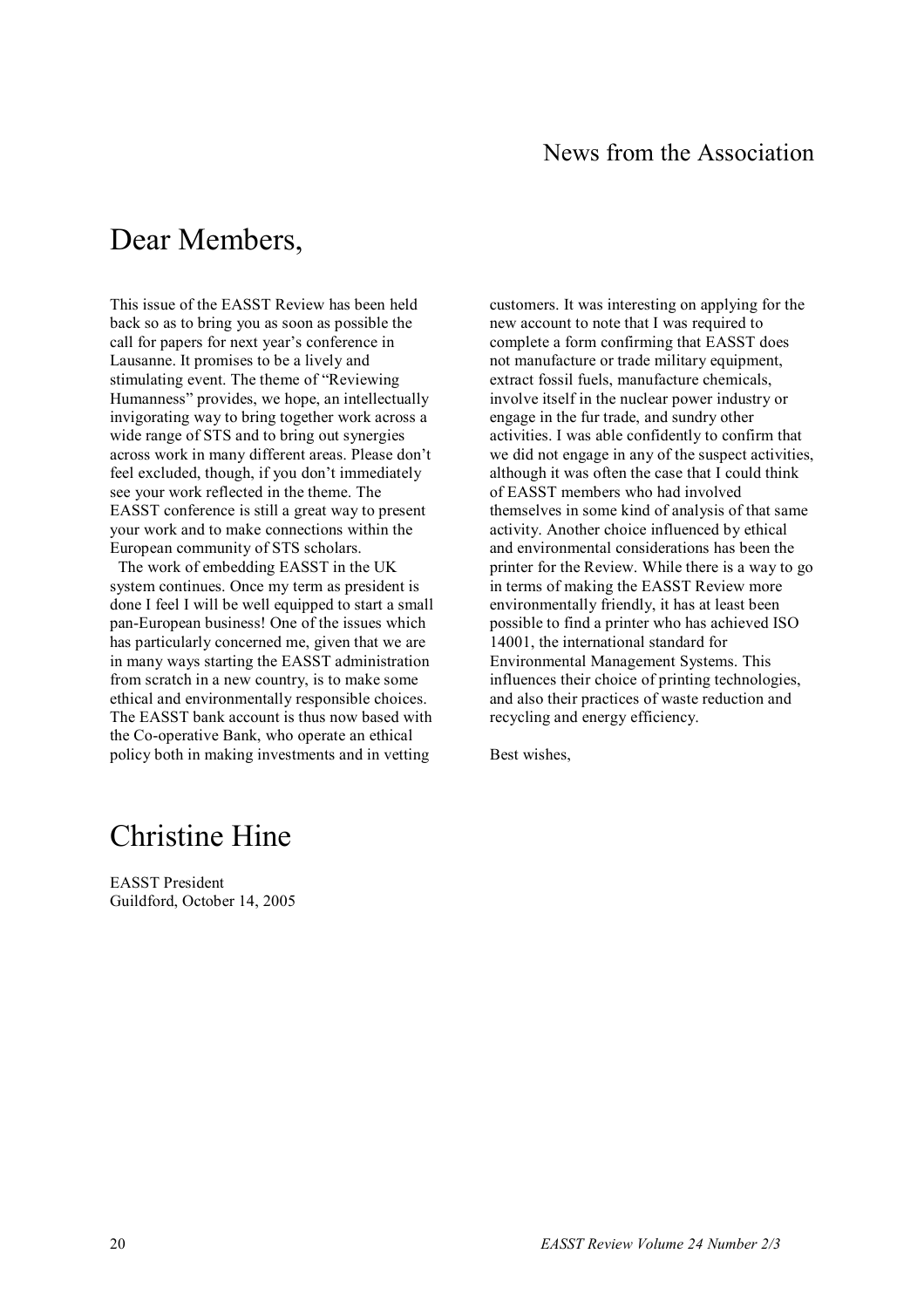# News from the Association

## Dear Members,

This issue of the EASST Review has been held back so as to bring you as soon as possible the call for papers for next year's conference in Lausanne. It promises to be a lively and stimulating event. The theme of "Reviewing Humanness" provides, we hope, an intellectually invigorating way to bring together work across a wide range of STS and to bring out synergies across work in many different areas. Please don't feel excluded, though, if you don't immediately see your work reflected in the theme. The EASST conference is still a great way to present your work and to make connections within the European community of STS scholars.

The work of embedding EASST in the UK system continues. Once my term as president is done I feel I will be well equipped to start a small pan-European business! One of the issues which has particularly concerned me, given that we are in many ways starting the EASST administration from scratch in a new country, is to make some ethical and environmentally responsible choices. The EASST bank account is thus now based with the Co-operative Bank, who operate an ethical policy both in making investments and in vetting customers. It was interesting on applying for the new account to note that I was required to complete a form confirming that EASST does not manufacture or trade military equipment, extract fossil fuels, manufacture chemicals, involve itself in the nuclear power industry or engage in the fur trade, and sundry other activities. I was able confidently to confirm that we did not engage in any of the suspect activities, although it was often the case that I could think of EASST members who had involved themselves in some kind of analysis of that same activity. Another choice influenced by ethical and environmental considerations has been the printer for the Review. While there is a way to go in terms of making the EASST Review more environmentally friendly, it has at least been possible to find a printer who has achieved ISO 14001, the international standard for Environmental Management Systems. This influences their choice of printing technologies, and also their practices of waste reduction and recycling and energy efficiency.

Best wishes,

## Christine Hine

EASST President
Guildford, October 14, 2005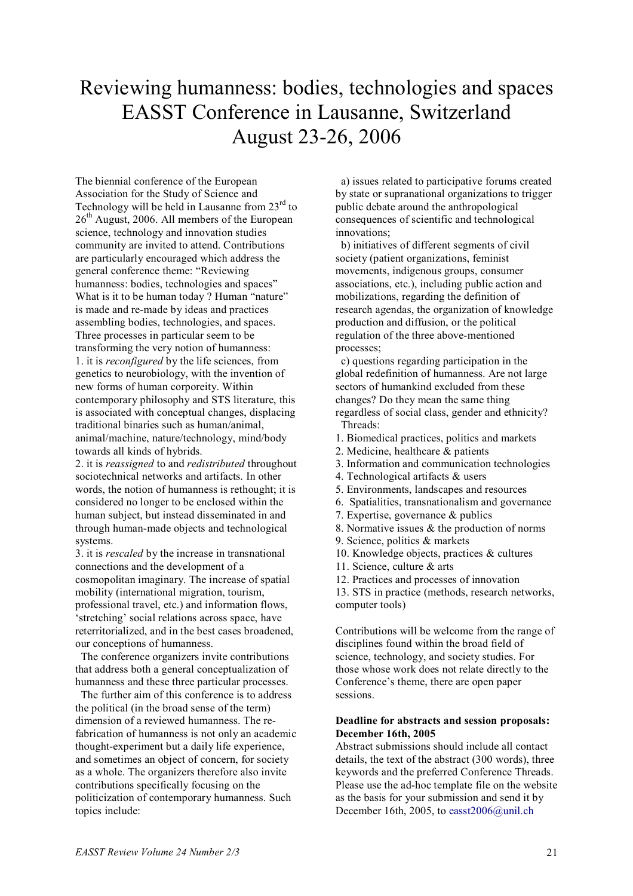# Reviewing humanness: bodies, technologies and spaces EASST Conference in Lausanne, Switzerland August 23-26, 2006

The biennial conference of the European Association for the Study of Science and Technology will be held in Lausanne from 23rd to 26th August, 2006. All members of the European science, technology and innovation studies community are invited to attend. Contributions are particularly encouraged which address the general conference theme: "Reviewing humanness: bodies, technologies and spaces" What is it to be human today ? Human "nature" is made and re-made by ideas and practices assembling bodies, technologies, and spaces. Three processes in particular seem to be transforming the very notion of humanness:

1. it is *reconfigured* by the life sciences, from genetics to neurobiology, with the invention of new forms of human corporeity. Within contemporary philosophy and STS literature, this is associated with conceptual changes, displacing traditional binaries such as human/animal, animal/machine, nature/technology, mind/body towards all kinds of hybrids.
2. it is *reassigned* to and *redistributed* throughout sociotechnical networks and artifacts. In other words, the notion of humanness is rethought; it is considered no longer to be enclosed within the human subject, but instead disseminated in and through human-made objects and technological systems.
3. it is *rescaled* by the increase in transnational connections and the development of a cosmopolitan imaginary. The increase of spatial mobility (international migration, tourism, professional travel, etc.) and information flows, 'stretching' social relations across space, have reterritorialized, and in the best cases broadened, our conceptions of humanness.

The conference organizers invite contributions that address both a general conceptualization of humanness and these three particular processes.

The further aim of this conference is to address the political (in the broad sense of the term) dimension of a reviewed humanness. The re-fabrication of humanness is not only an academic thought-experiment but a daily life experience, and sometimes an object of concern, for society as a whole. The organizers therefore also invite contributions specifically focusing on the politicization of contemporary humanness. Such topics include:

a) issues related to participative forums created by state or supranational organizations to trigger public debate around the anthropological consequences of scientific and technological innovations;

b) initiatives of different segments of civil society (patient organizations, feminist movements, indigenous groups, consumer associations, etc.), including public action and mobilizations, regarding the definition of research agendas, the organization of knowledge production and diffusion, or the political regulation of the three above-mentioned processes;

c) questions regarding participation in the global redefinition of humanness. Are not large sectors of humankind excluded from these changes? Do they mean the same thing regardless of social class, gender and ethnicity?

Threads:

1. Biomedical practices, politics and markets
2. Medicine, healthcare & patients
3. Information and communication technologies
4. Technological artifacts & users
5. Environments, landscapes and resources
6. Spatialities, transnationalism and governance
7. Expertise, governance & publics
8. Normative issues & the production of norms
9. Science, politics & markets
10. Knowledge objects, practices & cultures
11. Science, culture & arts
12. Practices and processes of innovation
13. STS in practice (methods, research networks, computer tools)

Contributions will be welcome from the range of disciplines found within the broad field of science, technology, and society studies. For those whose work does not relate directly to the Conference's theme, there are open paper sessions.

**Deadline for abstracts and session proposals: December 16th, 2005**

Abstract submissions should include all contact details, the text of the abstract (300 words), three keywords and the preferred Conference Threads. Please use the ad-hoc template file on the website as the basis for your submission and send it by December 16th, 2005, to easst2006@unil.ch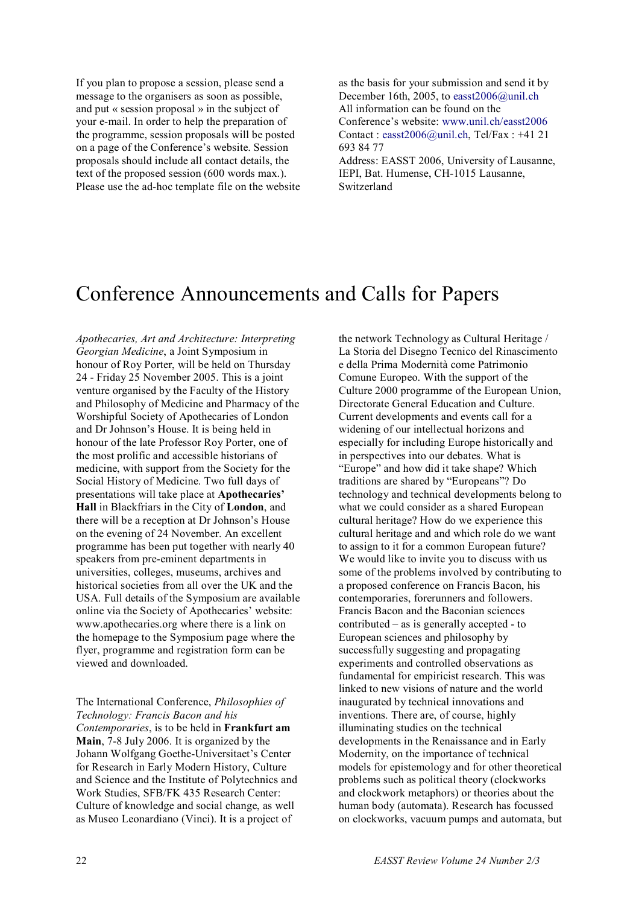If you plan to propose a session, please send a message to the organisers as soon as possible, and put « session proposal » in the subject of your e-mail. In order to help the preparation of the programme, session proposals will be posted on a page of the Conference's website. Session proposals should include all contact details, the text of the proposed session (600 words max.). Please use the ad-hoc template file on the website as the basis for your submission and send it by December 16th, 2005, to easst2006@unil.ch

All information can be found on the Conference's website: www.unil.ch/easst2006

Contact : easst2006@unil.ch, Tel/Fax : +41 21 693 84 77

Address: EASST 2006, University of Lausanne, IEPI, Bat. Humense, CH-1015 Lausanne, Switzerland

# Conference Announcements and Calls for Papers

*Apothecaries, Art and Architecture: Interpreting Georgian Medicine*, a Joint Symposium in honour of Roy Porter, will be held on Thursday 24 - Friday 25 November 2005. This is a joint venture organised by the Faculty of the History and Philosophy of Medicine and Pharmacy of the Worshipful Society of Apothecaries of London and Dr Johnson's House. It is being held in honour of the late Professor Roy Porter, one of the most prolific and accessible historians of medicine, with support from the Society for the Social History of Medicine. Two full days of presentations will take place at **Apothecaries' Hall** in Blackfriars in the City of **London**, and there will be a reception at Dr Johnson's House on the evening of 24 November. An excellent programme has been put together with nearly 40 speakers from pre-eminent departments in universities, colleges, museums, archives and historical societies from all over the UK and the USA. Full details of the Symposium are available online via the Society of Apothecaries' website: www.apothecaries.org where there is a link on the homepage to the Symposium page where the flyer, programme and registration form can be viewed and downloaded.

The International Conference, *Philosophies of Technology: Francis Bacon and his Contemporaries*, is to be held in **Frankfurt am Main**, 7-8 July 2006. It is organized by the Johann Wolfgang Goethe-Universitaet's Center for Research in Early Modern History, Culture and Science and the Institute of Polytechnics and Work Studies, SFB/FK 435 Research Center: Culture of knowledge and social change, as well as Museo Leonardiano (Vinci). It is a project of the network Technology as Cultural Heritage / La Storia del Disegno Tecnico del Rinascimento e della Prima Modernità come Patrimonio Comune Europeo. With the support of the Culture 2000 programme of the European Union, Directorate General Education and Culture. Current developments and events call for a widening of our intellectual horizons and especially for including Europe historically and in perspectives into our debates. What is "Europe" and how did it take shape? Which traditions are shared by "Europeans"? Do technology and technical developments belong to what we could consider as a shared European cultural heritage? How do we experience this cultural heritage and and which role do we want to assign to it for a common European future? We would like to invite you to discuss with us some of the problems involved by contributing to a proposed conference on Francis Bacon, his contemporaries, forerunners and followers. Francis Bacon and the Baconian sciences contributed – as is generally accepted - to European sciences and philosophy by successfully suggesting and propagating experiments and controlled observations as fundamental for empiricist research. This was linked to new visions of nature and the world inaugurated by technical innovations and inventions. There are, of course, highly illuminating studies on the technical developments in the Renaissance and in Early Modernity, on the importance of technical models for epistemology and for other theoretical problems such as political theory (clockworks and clockwork metaphors) or theories about the human body (automata). Research has focussed on clockworks, vacuum pumps and automata, but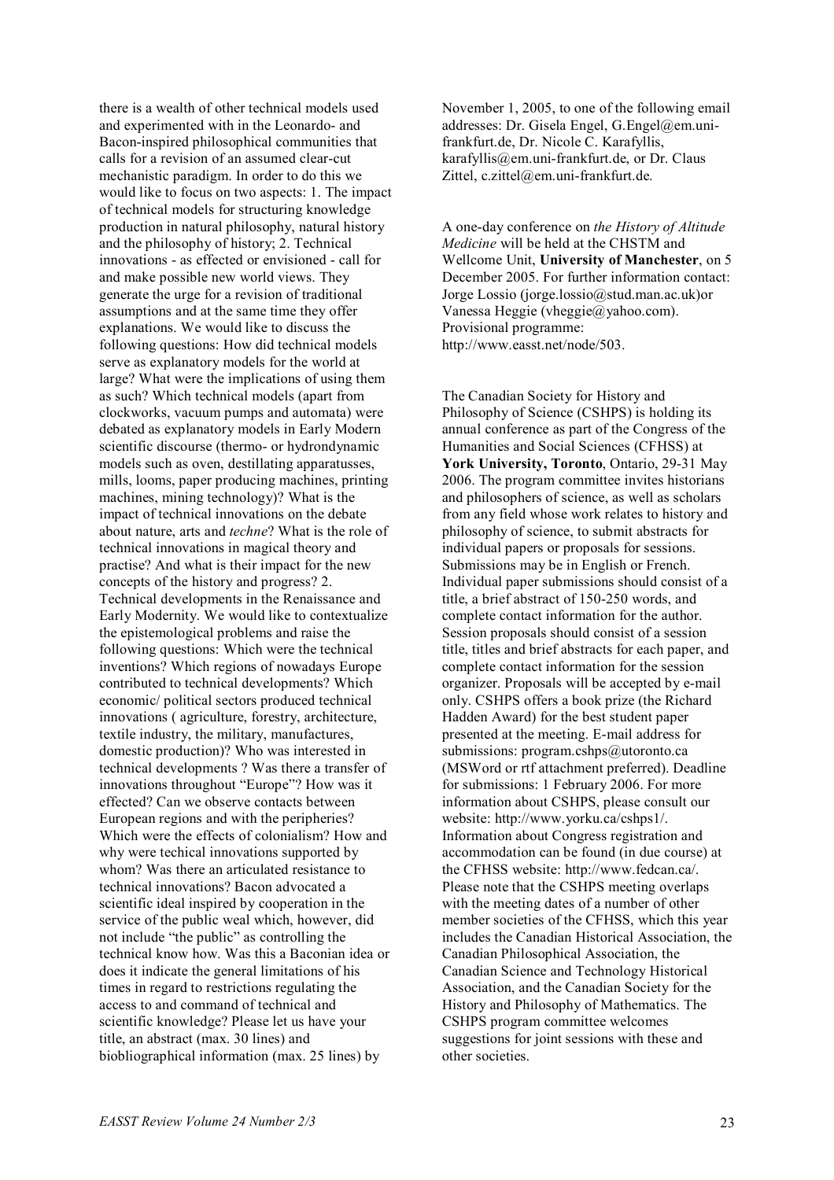there is a wealth of other technical models used and experimented with in the Leonardo- and Bacon-inspired philosophical communities that calls for a revision of an assumed clear-cut mechanistic paradigm. In order to do this we would like to focus on two aspects: 1. The impact of technical models for structuring knowledge production in natural philosophy, natural history and the philosophy of history; 2. Technical innovations - as effected or envisioned - call for and make possible new world views. They generate the urge for a revision of traditional assumptions and at the same time they offer explanations. We would like to discuss the following questions: How did technical models serve as explanatory models for the world at large? What were the implications of using them as such? Which technical models (apart from clockworks, vacuum pumps and automata) were debated as explanatory models in Early Modern scientific discourse (thermo- or hydrondynamic models such as oven, destillating apparatusses, mills, looms, paper producing machines, printing machines, mining technology)? What is the impact of technical innovations on the debate about nature, arts and *techne*? What is the role of technical innovations in magical theory and practise? And what is their impact for the new concepts of the history and progress? 2. Technical developments in the Renaissance and Early Modernity. We would like to contextualize the epistemological problems and raise the following questions: Which were the technical inventions? Which regions of nowadays Europe contributed to technical developments? Which economic/ political sectors produced technical innovations ( agriculture, forestry, architecture, textile industry, the military, manufactures, domestic production)? Who was interested in technical developments ? Was there a transfer of innovations throughout "Europe"? How was it effected? Can we observe contacts between European regions and with the peripheries? Which were the effects of colonialism? How and why were techical innovations supported by whom? Was there an articulated resistance to technical innovations? Bacon advocated a scientific ideal inspired by cooperation in the service of the public weal which, however, did not include "the public" as controlling the technical know how. Was this a Baconian idea or does it indicate the general limitations of his times in regard to restrictions regulating the access to and command of technical and scientific knowledge? Please let us have your title, an abstract (max. 30 lines) and biobliographical information (max. 25 lines) by November 1, 2005, to one of the following email addresses: Dr. Gisela Engel, G.Engel@em.uni-frankfurt.de, Dr. Nicole C. Karafyllis, karafyllis@em.uni-frankfurt.de, or Dr. Claus Zittel, c.zittel@em.uni-frankfurt.de.

A one-day conference on *the History of Altitude Medicine* will be held at the CHSTM and Wellcome Unit, **University of Manchester**, on 5 December 2005. For further information contact: Jorge Lossio (jorge.lossio@stud.man.ac.uk)or Vanessa Heggie (vheggie@yahoo.com). Provisional programme: http://www.easst.net/node/503.

The Canadian Society for History and Philosophy of Science (CSHPS) is holding its annual conference as part of the Congress of the Humanities and Social Sciences (CFHSS) at **York University, Toronto**, Ontario, 29-31 May 2006. The program committee invites historians and philosophers of science, as well as scholars from any field whose work relates to history and philosophy of science, to submit abstracts for individual papers or proposals for sessions. Submissions may be in English or French. Individual paper submissions should consist of a title, a brief abstract of 150-250 words, and complete contact information for the author. Session proposals should consist of a session title, titles and brief abstracts for each paper, and complete contact information for the session organizer. Proposals will be accepted by e-mail only. CSHPS offers a book prize (the Richard Hadden Award) for the best student paper presented at the meeting. E-mail address for submissions: program.cshps@utoronto.ca (MSWord or rtf attachment preferred). Deadline for submissions: 1 February 2006. For more information about CSHPS, please consult our website: http://www.yorku.ca/cshps1/. Information about Congress registration and accommodation can be found (in due course) at the CFHSS website: http://www.fedcan.ca/. Please note that the CSHPS meeting overlaps with the meeting dates of a number of other member societies of the CFHSS, which this year includes the Canadian Historical Association, the Canadian Philosophical Association, the Canadian Science and Technology Historical Association, and the Canadian Society for the History and Philosophy of Mathematics. The CSHPS program committee welcomes suggestions for joint sessions with these and other societies.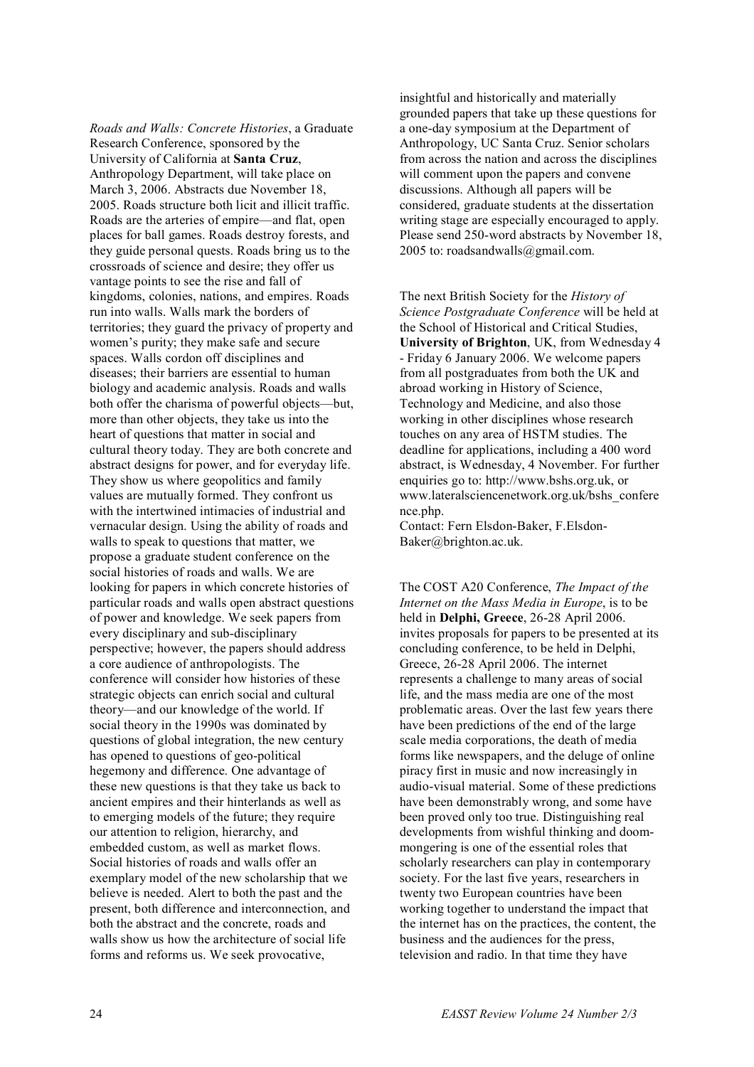*Roads and Walls: Concrete Histories*, a Graduate Research Conference, sponsored by the University of California at **Santa Cruz**, Anthropology Department, will take place on March 3, 2006. Abstracts due November 18, 2005. Roads structure both licit and illicit traffic. Roads are the arteries of empire—and flat, open places for ball games. Roads destroy forests, and they guide personal quests. Roads bring us to the crossroads of science and desire; they offer us vantage points to see the rise and fall of kingdoms, colonies, nations, and empires. Roads run into walls. Walls mark the borders of territories; they guard the privacy of property and women's purity; they make safe and secure spaces. Walls cordon off disciplines and diseases; their barriers are essential to human biology and academic analysis. Roads and walls both offer the charisma of powerful objects—but, more than other objects, they take us into the heart of questions that matter in social and cultural theory today. They are both concrete and abstract designs for power, and for everyday life. They show us where geopolitics and family values are mutually formed. They confront us with the intertwined intimacies of industrial and vernacular design. Using the ability of roads and walls to speak to questions that matter, we propose a graduate student conference on the social histories of roads and walls. We are looking for papers in which concrete histories of particular roads and walls open abstract questions of power and knowledge. We seek papers from every disciplinary and sub-disciplinary perspective; however, the papers should address a core audience of anthropologists. The conference will consider how histories of these strategic objects can enrich social and cultural theory—and our knowledge of the world. If social theory in the 1990s was dominated by questions of global integration, the new century has opened to questions of geo-political hegemony and difference. One advantage of these new questions is that they take us back to ancient empires and their hinterlands as well as to emerging models of the future; they require our attention to religion, hierarchy, and embedded custom, as well as market flows. Social histories of roads and walls offer an exemplary model of the new scholarship that we believe is needed. Alert to both the past and the present, both difference and interconnection, and both the abstract and the concrete, roads and walls show us how the architecture of social life forms and reforms us. We seek provocative, insightful and historically and materially grounded papers that take up these questions for a one-day symposium at the Department of Anthropology, UC Santa Cruz. Senior scholars from across the nation and across the disciplines will comment upon the papers and convene discussions. Although all papers will be considered, graduate students at the dissertation writing stage are especially encouraged to apply. Please send 250-word abstracts by November 18, 2005 to: roadsandwalls@gmail.com.

The next British Society for the *History of Science Postgraduate Conference* will be held at the School of Historical and Critical Studies, **University of Brighton**, UK, from Wednesday 4 - Friday 6 January 2006. We welcome papers from all postgraduates from both the UK and abroad working in History of Science, Technology and Medicine, and also those working in other disciplines whose research touches on any area of HSTM studies. The deadline for applications, including a 400 word abstract, is Wednesday, 4 November. For further enquiries go to: http://www.bshs.org.uk, or www.lateralsciencenetwork.org.uk/bshs_conference.php.
Contact: Fern Elsdon-Baker, F.Elsdon-Baker@brighton.ac.uk.

The COST A20 Conference, *The Impact of the Internet on the Mass Media in Europe*, is to be held in **Delphi, Greece**, 26-28 April 2006. invites proposals for papers to be presented at its concluding conference, to be held in Delphi, Greece, 26-28 April 2006. The internet represents a challenge to many areas of social life, and the mass media are one of the most problematic areas. Over the last few years there have been predictions of the end of the large scale media corporations, the death of media forms like newspapers, and the deluge of online piracy first in music and now increasingly in audio-visual material. Some of these predictions have been demonstrably wrong, and some have been proved only too true. Distinguishing real developments from wishful thinking and doom-mongering is one of the essential roles that scholarly researchers can play in contemporary society. For the last five years, researchers in twenty two European countries have been working together to understand the impact that the internet has on the practices, the content, the business and the audiences for the press, television and radio. In that time they have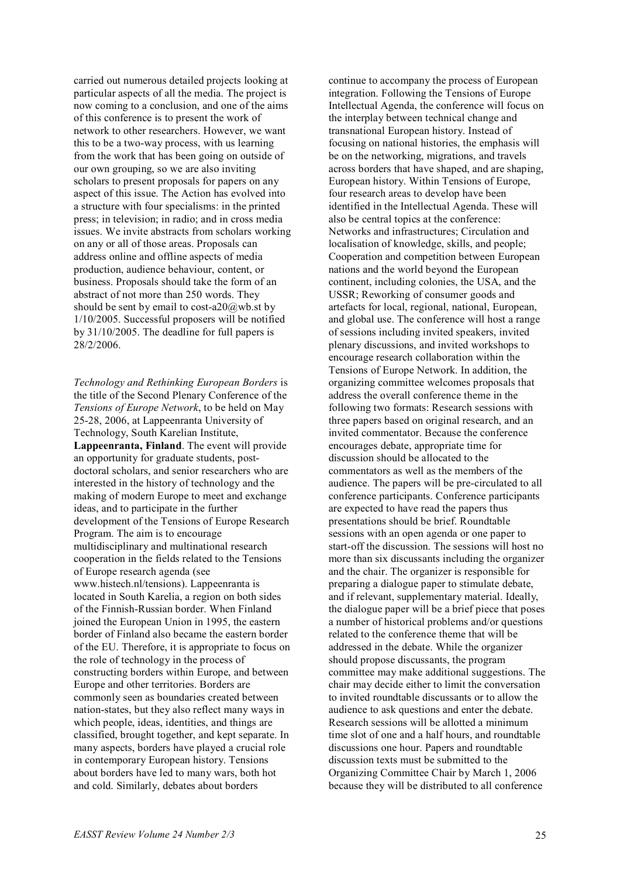carried out numerous detailed projects looking at particular aspects of all the media. The project is now coming to a conclusion, and one of the aims of this conference is to present the work of network to other researchers. However, we want this to be a two-way process, with us learning from the work that has been going on outside of our own grouping, so we are also inviting scholars to present proposals for papers on any aspect of this issue. The Action has evolved into a structure with four specialisms: in the printed press; in television; in radio; and in cross media issues. We invite abstracts from scholars working on any or all of those areas. Proposals can address online and offline aspects of media production, audience behaviour, content, or business. Proposals should take the form of an abstract of not more than 250 words. They should be sent by email to cost-a20@wb.st by 1/10/2005. Successful proposers will be notified by 31/10/2005. The deadline for full papers is 28/2/2006.

*Technology and Rethinking European Borders* is the title of the Second Plenary Conference of the *Tensions of Europe Network*, to be held on May 25-28, 2006, at Lappeenranta University of Technology, South Karelian Institute, **Lappeenranta, Finland**. The event will provide an opportunity for graduate students, post-doctoral scholars, and senior researchers who are interested in the history of technology and the making of modern Europe to meet and exchange ideas, and to participate in the further development of the Tensions of Europe Research Program. The aim is to encourage multidisciplinary and multinational research cooperation in the fields related to the Tensions of Europe research agenda (see www.histech.nl/tensions). Lappeenranta is located in South Karelia, a region on both sides of the Finnish-Russian border. When Finland joined the European Union in 1995, the eastern border of Finland also became the eastern border of the EU. Therefore, it is appropriate to focus on the role of technology in the process of constructing borders within Europe, and between Europe and other territories. Borders are commonly seen as boundaries created between nation-states, but they also reflect many ways in which people, ideas, identities, and things are classified, brought together, and kept separate. In many aspects, borders have played a crucial role in contemporary European history. Tensions about borders have led to many wars, both hot and cold. Similarly, debates about borders continue to accompany the process of European integration. Following the Tensions of Europe Intellectual Agenda, the conference will focus on the interplay between technical change and transnational European history. Instead of focusing on national histories, the emphasis will be on the networking, migrations, and travels across borders that have shaped, and are shaping, European history. Within Tensions of Europe, four research areas to develop have been identified in the Intellectual Agenda. These will also be central topics at the conference: Networks and infrastructures; Circulation and localisation of knowledge, skills, and people; Cooperation and competition between European nations and the world beyond the European continent, including colonies, the USA, and the USSR; Reworking of consumer goods and artefacts for local, regional, national, European, and global use. The conference will host a range of sessions including invited speakers, invited plenary discussions, and invited workshops to encourage research collaboration within the Tensions of Europe Network. In addition, the organizing committee welcomes proposals that address the overall conference theme in the following two formats: Research sessions with three papers based on original research, and an invited commentator. Because the conference encourages debate, appropriate time for discussion should be allocated to the commentators as well as the members of the audience. The papers will be pre-circulated to all conference participants. Conference participants are expected to have read the papers thus presentations should be brief. Roundtable sessions with an open agenda or one paper to start-off the discussion. The sessions will host no more than six discussants including the organizer and the chair. The organizer is responsible for preparing a dialogue paper to stimulate debate, and if relevant, supplementary material. Ideally, the dialogue paper will be a brief piece that poses a number of historical problems and/or questions related to the conference theme that will be addressed in the debate. While the organizer should propose discussants, the program committee may make additional suggestions. The chair may decide either to limit the conversation to invited roundtable discussants or to allow the audience to ask questions and enter the debate. Research sessions will be allotted a minimum time slot of one and a half hours, and roundtable discussions one hour. Papers and roundtable discussion texts must be submitted to the Organizing Committee Chair by March 1, 2006 because they will be distributed to all conference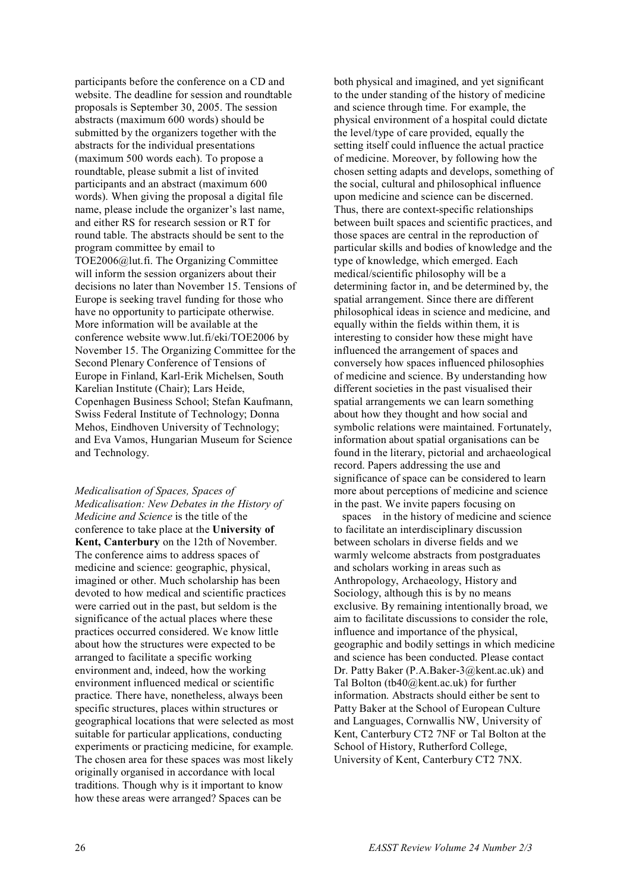participants before the conference on a CD and website. The deadline for session and roundtable proposals is September 30, 2005. The session abstracts (maximum 600 words) should be submitted by the organizers together with the abstracts for the individual presentations (maximum 500 words each). To propose a roundtable, please submit a list of invited participants and an abstract (maximum 600 words). When giving the proposal a digital file name, please include the organizer's last name, and either RS for research session or RT for round table. The abstracts should be sent to the program committee by email to TOE2006@lut.fi. The Organizing Committee will inform the session organizers about their decisions no later than November 15. Tensions of Europe is seeking travel funding for those who have no opportunity to participate otherwise. More information will be available at the conference website www.lut.fi/eki/TOE2006 by November 15. The Organizing Committee for the Second Plenary Conference of Tensions of Europe in Finland, Karl-Erik Michelsen, South Karelian Institute (Chair); Lars Heide, Copenhagen Business School; Stefan Kaufmann, Swiss Federal Institute of Technology; Donna Mehos, Eindhoven University of Technology; and Eva Vamos, Hungarian Museum for Science and Technology.

*Medicalisation of Spaces, Spaces of Medicalisation: New Debates in the History of Medicine and Science* is the title of the conference to take place at the **University of Kent, Canterbury** on the 12th of November. The conference aims to address spaces of medicine and science: geographic, physical, imagined or other. Much scholarship has been devoted to how medical and scientific practices were carried out in the past, but seldom is the significance of the actual places where these practices occurred considered. We know little about how the structures were expected to be arranged to facilitate a specific working environment and, indeed, how the working environment influenced medical or scientific practice. There have, nonetheless, always been specific structures, places within structures or geographical locations that were selected as most suitable for particular applications, conducting experiments or practicing medicine, for example. The chosen area for these spaces was most likely originally organised in accordance with local traditions. Though why is it important to know how these areas were arranged? Spaces can be both physical and imagined, and yet significant to the under standing of the history of medicine and science through time. For example, the physical environment of a hospital could dictate the level/type of care provided, equally the setting itself could influence the actual practice of medicine. Moreover, by following how the chosen setting adapts and develops, something of the social, cultural and philosophical influence upon medicine and science can be discerned. Thus, there are context-specific relationships between built spaces and scientific practices, and those spaces are central in the reproduction of particular skills and bodies of knowledge and the type of knowledge, which emerged. Each medical/scientific philosophy will be a determining factor in, and be determined by, the spatial arrangement. Since there are different philosophical ideas in science and medicine, and equally within the fields within them, it is interesting to consider how these might have influenced the arrangement of spaces and conversely how spaces influenced philosophies of medicine and science. By understanding how different societies in the past visualised their spatial arrangements we can learn something about how they thought and how social and symbolic relations were maintained. Fortunately, information about spatial organisations can be found in the literary, pictorial and archaeological record. Papers addressing the use and significance of space can be considered to learn more about perceptions of medicine and science in the past. We invite papers focusing on spaces in the history of medicine and science to facilitate an interdisciplinary discussion between scholars in diverse fields and we warmly welcome abstracts from postgraduates and scholars working in areas such as Anthropology, Archaeology, History and Sociology, although this is by no means exclusive. By remaining intentionally broad, we aim to facilitate discussions to consider the role, influence and importance of the physical, geographic and bodily settings in which medicine and science has been conducted. Please contact Dr. Patty Baker (P.A.Baker-3@kent.ac.uk) and Tal Bolton (tb40@kent.ac.uk) for further information. Abstracts should either be sent to Patty Baker at the School of European Culture and Languages, Cornwallis NW, University of Kent, Canterbury CT2 7NF or Tal Bolton at the School of History, Rutherford College, University of Kent, Canterbury CT2 7NX.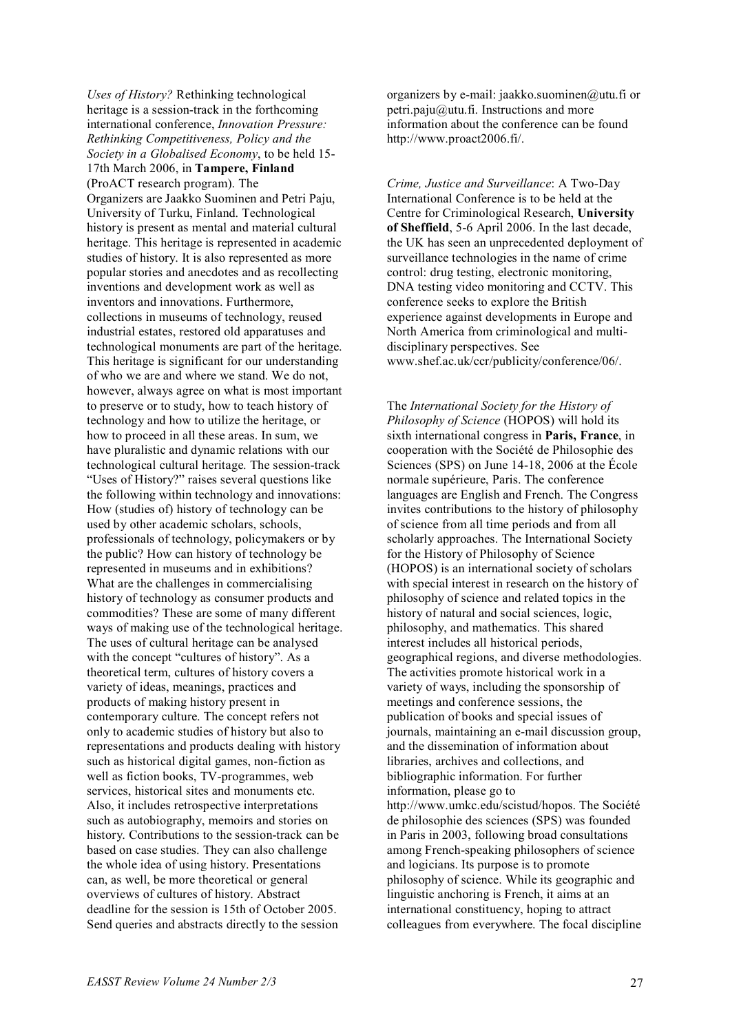*Uses of History?* Rethinking technological heritage is a session-track in the forthcoming international conference, *Innovation Pressure: Rethinking Competitiveness, Policy and the Society in a Globalised Economy*, to be held 15-17th March 2006, in **Tampere, Finland** (ProACT research program). The Organizers are Jaakko Suominen and Petri Paju, University of Turku, Finland. Technological history is present as mental and material cultural heritage. This heritage is represented in academic studies of history. It is also represented as more popular stories and anecdotes and as recollecting inventions and development work as well as inventors and innovations. Furthermore, collections in museums of technology, reused industrial estates, restored old apparatuses and technological monuments are part of the heritage. This heritage is significant for our understanding of who we are and where we stand. We do not, however, always agree on what is most important to preserve or to study, how to teach history of technology and how to utilize the heritage, or how to proceed in all these areas. In sum, we have pluralistic and dynamic relations with our technological cultural heritage. The session-track "Uses of History?" raises several questions like the following within technology and innovations: How (studies of) history of technology can be used by other academic scholars, schools, professionals of technology, policymakers or by the public? How can history of technology be represented in museums and in exhibitions? What are the challenges in commercialising history of technology as consumer products and commodities? These are some of many different ways of making use of the technological heritage. The uses of cultural heritage can be analysed with the concept "cultures of history". As a theoretical term, cultures of history covers a variety of ideas, meanings, practices and products of making history present in contemporary culture. The concept refers not only to academic studies of history but also to representations and products dealing with history such as historical digital games, non-fiction as well as fiction books, TV-programmes, web services, historical sites and monuments etc. Also, it includes retrospective interpretations such as autobiography, memoirs and stories on history. Contributions to the session-track can be based on case studies. They can also challenge the whole idea of using history. Presentations can, as well, be more theoretical or general overviews of cultures of history. Abstract deadline for the session is 15th of October 2005. Send queries and abstracts directly to the session organizers by e-mail: jaakko.suominen@utu.fi or petri.paju@utu.fi. Instructions and more information about the conference can be found http://www.proact2006.fi/.

*Crime, Justice and Surveillance*: A Two-Day International Conference is to be held at the Centre for Criminological Research, **University of Sheffield**, 5-6 April 2006. In the last decade, the UK has seen an unprecedented deployment of surveillance technologies in the name of crime control: drug testing, electronic monitoring, DNA testing video monitoring and CCTV. This conference seeks to explore the British experience against developments in Europe and North America from criminological and multi-disciplinary perspectives. See www.shef.ac.uk/ccr/publicity/conference/06/.

The *International Society for the History of Philosophy of Science* (HOPOS) will hold its sixth international congress in **Paris, France**, in cooperation with the Société de Philosophie des Sciences (SPS) on June 14-18, 2006 at the École normale supérieure, Paris. The conference languages are English and French. The Congress invites contributions to the history of philosophy of science from all time periods and from all scholarly approaches. The International Society for the History of Philosophy of Science (HOPOS) is an international society of scholars with special interest in research on the history of philosophy of science and related topics in the history of natural and social sciences, logic, philosophy, and mathematics. This shared interest includes all historical periods, geographical regions, and diverse methodologies. The activities promote historical work in a variety of ways, including the sponsorship of meetings and conference sessions, the publication of books and special issues of journals, maintaining an e-mail discussion group, and the dissemination of information about libraries, archives and collections, and bibliographic information. For further information, please go to http://www.umkc.edu/scistud/hopos. The Société de philosophie des sciences (SPS) was founded in Paris in 2003, following broad consultations among French-speaking philosophers of science and logicians. Its purpose is to promote philosophy of science. While its geographic and linguistic anchoring is French, it aims at an international constituency, hoping to attract colleagues from everywhere. The focal discipline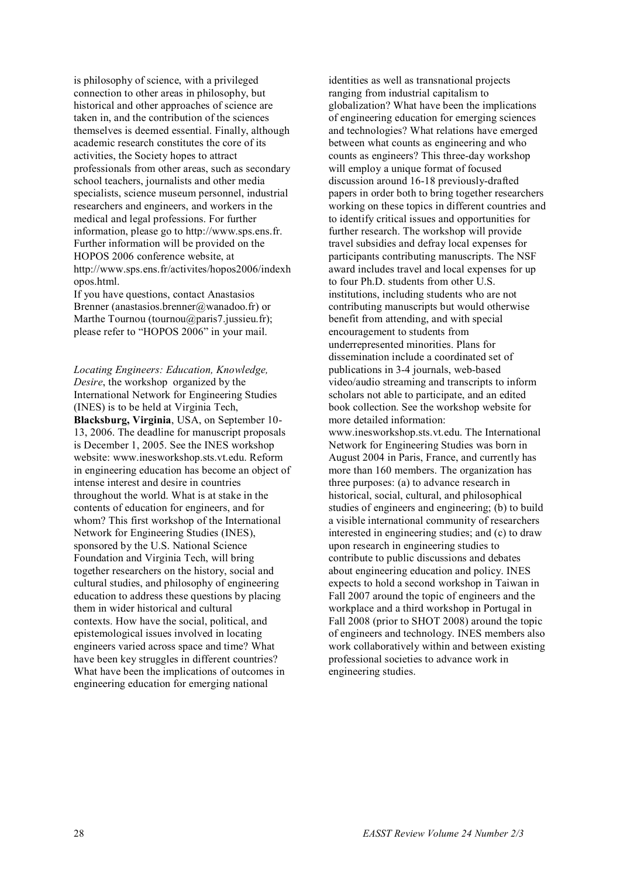is philosophy of science, with a privileged connection to other areas in philosophy, but historical and other approaches of science are taken in, and the contribution of the sciences themselves is deemed essential. Finally, although academic research constitutes the core of its activities, the Society hopes to attract professionals from other areas, such as secondary school teachers, journalists and other media specialists, science museum personnel, industrial researchers and engineers, and workers in the medical and legal professions. For further information, please go to http://www.sps.ens.fr. Further information will be provided on the HOPOS 2006 conference website, at http://www.sps.ens.fr/activites/hopos2006/indexhopos.html.

If you have questions, contact Anastasios Brenner (anastasios.brenner@wanadoo.fr) or Marthe Tournou (tournou@paris7.jussieu.fr); please refer to "HOPOS 2006" in your mail.

*Locating Engineers: Education, Knowledge, Desire*, the workshop organized by the International Network for Engineering Studies (INES) is to be held at Virginia Tech, **Blacksburg, Virginia**, USA, on September 10-13, 2006. The deadline for manuscript proposals is December 1, 2005. See the INES workshop website: www.inesworkshop.sts.vt.edu. Reform in engineering education has become an object of intense interest and desire in countries throughout the world. What is at stake in the contents of education for engineers, and for whom? This first workshop of the International Network for Engineering Studies (INES), sponsored by the U.S. National Science Foundation and Virginia Tech, will bring together researchers on the history, social and cultural studies, and philosophy of engineering education to address these questions by placing them in wider historical and cultural contexts. How have the social, political, and epistemological issues involved in locating engineers varied across space and time? What have been key struggles in different countries? What have been the implications of outcomes in engineering education for emerging national identities as well as transnational projects ranging from industrial capitalism to globalization? What have been the implications of engineering education for emerging sciences and technologies? What relations have emerged between what counts as engineering and who counts as engineers? This three-day workshop will employ a unique format of focused discussion around 16-18 previously-drafted papers in order both to bring together researchers working on these topics in different countries and to identify critical issues and opportunities for further research. The workshop will provide travel subsidies and defray local expenses for participants contributing manuscripts. The NSF award includes travel and local expenses for up to four Ph.D. students from other U.S. institutions, including students who are not contributing manuscripts but would otherwise benefit from attending, and with special encouragement to students from underrepresented minorities. Plans for dissemination include a coordinated set of publications in 3-4 journals, web-based video/audio streaming and transcripts to inform scholars not able to participate, and an edited book collection. See the workshop website for more detailed information: www.inesworkshop.sts.vt.edu. The International Network for Engineering Studies was born in August 2004 in Paris, France, and currently has more than 160 members. The organization has three purposes: (a) to advance research in historical, social, cultural, and philosophical studies of engineers and engineering; (b) to build a visible international community of researchers interested in engineering studies; and (c) to draw upon research in engineering studies to contribute to public discussions and debates about engineering education and policy. INES expects to hold a second workshop in Taiwan in Fall 2007 around the topic of engineers and the workplace and a third workshop in Portugal in Fall 2008 (prior to SHOT 2008) around the topic of engineers and technology. INES members also work collaboratively within and between existing professional societies to advance work in engineering studies.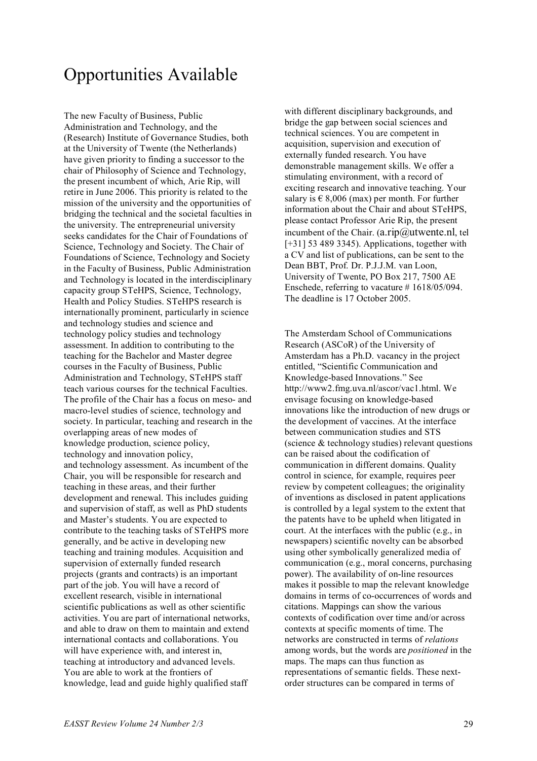# Opportunities Available

The new Faculty of Business, Public Administration and Technology, and the (Research) Institute of Governance Studies, both at the University of Twente (the Netherlands) have given priority to finding a successor to the chair of Philosophy of Science and Technology, the present incumbent of which, Arie Rip, will retire in June 2006. This priority is related to the mission of the university and the opportunities of bridging the technical and the societal faculties in the university. The entrepreneurial university seeks candidates for the Chair of Foundations of Science, Technology and Society. The Chair of Foundations of Science, Technology and Society in the Faculty of Business, Public Administration and Technology is located in the interdisciplinary capacity group STeHPS, Science, Technology, Health and Policy Studies. STeHPS research is internationally prominent, particularly in science and technology studies and science and technology policy studies and technology assessment. In addition to contributing to the teaching for the Bachelor and Master degree courses in the Faculty of Business, Public Administration and Technology, STeHPS staff teach various courses for the technical Faculties. The profile of the Chair has a focus on meso- and macro-level studies of science, technology and society. In particular, teaching and research in the overlapping areas of new modes of knowledge production, science policy, technology and innovation policy, and technology assessment. As incumbent of the Chair, you will be responsible for research and teaching in these areas, and their further development and renewal. This includes guiding and supervision of staff, as well as PhD students and Master's students. You are expected to contribute to the teaching tasks of STeHPS more generally, and be active in developing new teaching and training modules. Acquisition and supervision of externally funded research projects (grants and contracts) is an important part of the job. You will have a record of excellent research, visible in international scientific publications as well as other scientific activities. You are part of international networks, and able to draw on them to maintain and extend international contacts and collaborations. You will have experience with, and interest in, teaching at introductory and advanced levels. You are able to work at the frontiers of knowledge, lead and guide highly qualified staff with different disciplinary backgrounds, and bridge the gap between social sciences and technical sciences. You are competent in acquisition, supervision and execution of externally funded research. You have demonstrable management skills. We offer a stimulating environment, with a record of exciting research and innovative teaching. Your salary is € 8,006 (max) per month. For further information about the Chair and about STeHPS, please contact Professor Arie Rip, the present incumbent of the Chair. (a.rip@utwente.nl, tel [+31] 53 489 3345). Applications, together with a CV and list of publications, can be sent to the Dean BBT, Prof. Dr. P.J.J.M. van Loon, University of Twente, PO Box 217, 7500 AE Enschede, referring to vacature # 1618/05/094. The deadline is 17 October 2005.

The Amsterdam School of Communications Research (ASCoR) of the University of Amsterdam has a Ph.D. vacancy in the project entitled, "Scientific Communication and Knowledge-based Innovations." See http://www2.fmg.uva.nl/ascor/vac1.html. We envisage focusing on knowledge-based innovations like the introduction of new drugs or the development of vaccines. At the interface between communication studies and STS (science & technology studies) relevant questions can be raised about the codification of communication in different domains. Quality control in science, for example, requires peer review by competent colleagues; the originality of inventions as disclosed in patent applications is controlled by a legal system to the extent that the patents have to be upheld when litigated in court. At the interfaces with the public (e.g., in newspapers) scientific novelty can be absorbed using other symbolically generalized media of communication (e.g., moral concerns, purchasing power). The availability of on-line resources makes it possible to map the relevant knowledge domains in terms of co-occurrences of words and citations. Mappings can show the various contexts of codification over time and/or across contexts at specific moments of time. The networks are constructed in terms of *relations* among words, but the words are *positioned* in the maps. The maps can thus function as representations of semantic fields. These next-order structures can be compared in terms of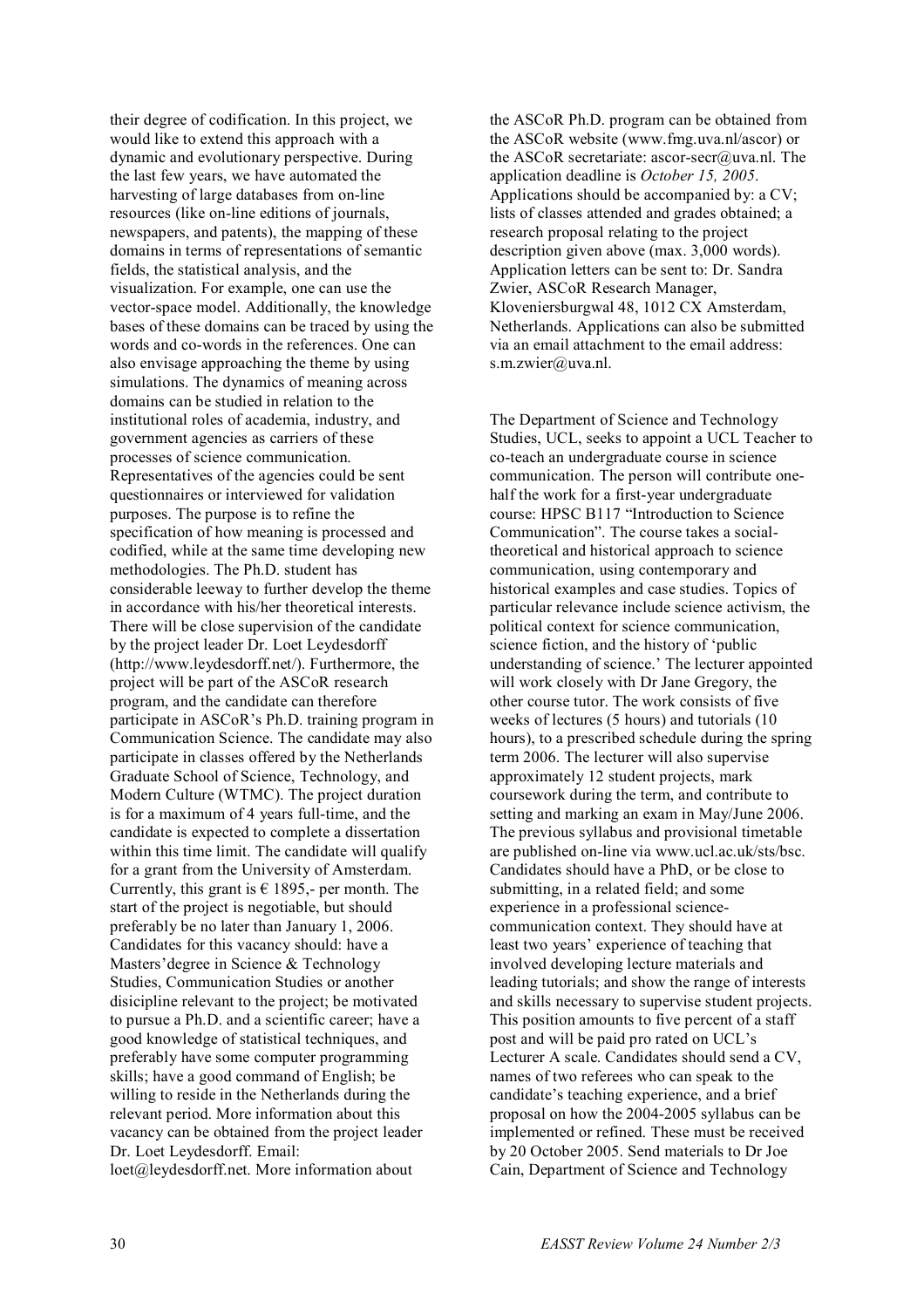their degree of codification. In this project, we would like to extend this approach with a dynamic and evolutionary perspective. During the last few years, we have automated the harvesting of large databases from on-line resources (like on-line editions of journals, newspapers, and patents), the mapping of these domains in terms of representations of semantic fields, the statistical analysis, and the visualization. For example, one can use the vector-space model. Additionally, the knowledge bases of these domains can be traced by using the words and co-words in the references. One can also envisage approaching the theme by using simulations. The dynamics of meaning across domains can be studied in relation to the institutional roles of academia, industry, and government agencies as carriers of these processes of science communication. Representatives of the agencies could be sent questionnaires or interviewed for validation purposes. The purpose is to refine the specification of how meaning is processed and codified, while at the same time developing new methodologies. The Ph.D. student has considerable leeway to further develop the theme in accordance with his/her theoretical interests. There will be close supervision of the candidate by the project leader Dr. Loet Leydesdorff (http://www.leydesdorff.net/). Furthermore, the project will be part of the ASCoR research program, and the candidate can therefore participate in ASCoR's Ph.D. training program in Communication Science. The candidate may also participate in classes offered by the Netherlands Graduate School of Science, Technology, and Modern Culture (WTMC). The project duration is for a maximum of 4 years full-time, and the candidate is expected to complete a dissertation within this time limit. The candidate will qualify for a grant from the University of Amsterdam. Currently, this grant is € 1895,- per month. The start of the project is negotiable, but should preferably be no later than January 1, 2006. Candidates for this vacancy should: have a Masters'degree in Science & Technology Studies, Communication Studies or another disicipline relevant to the project; be motivated to pursue a Ph.D. and a scientific career; have a good knowledge of statistical techniques, and preferably have some computer programming skills; have a good command of English; be willing to reside in the Netherlands during the relevant period. More information about this vacancy can be obtained from the project leader Dr. Loet Leydesdorff. Email: loet@leydesdorff.net. More information about the ASCoR Ph.D. program can be obtained from the ASCoR website (www.fmg.uva.nl/ascor) or the ASCoR secretariate: ascor-secr@uva.nl. The application deadline is *October 15, 2005*. Applications should be accompanied by: a CV; lists of classes attended and grades obtained; a research proposal relating to the project description given above (max. 3,000 words). Application letters can be sent to: Dr. Sandra Zwier, ASCoR Research Manager, Kloveniersburgwal 48, 1012 CX Amsterdam, Netherlands. Applications can also be submitted via an email attachment to the email address: s.m.zwier@uva.nl.

The Department of Science and Technology Studies, UCL, seeks to appoint a UCL Teacher to co-teach an undergraduate course in science communication. The person will contribute one-half the work for a first-year undergraduate course: HPSC B117 "Introduction to Science Communication". The course takes a social-theoretical and historical approach to science communication, using contemporary and historical examples and case studies. Topics of particular relevance include science activism, the political context for science communication, science fiction, and the history of 'public understanding of science.' The lecturer appointed will work closely with Dr Jane Gregory, the other course tutor. The work consists of five weeks of lectures (5 hours) and tutorials (10 hours), to a prescribed schedule during the spring term 2006. The lecturer will also supervise approximately 12 student projects, mark coursework during the term, and contribute to setting and marking an exam in May/June 2006. The previous syllabus and provisional timetable are published on-line via www.ucl.ac.uk/sts/bsc. Candidates should have a PhD, or be close to submitting, in a related field; and some experience in a professional science-communication context. They should have at least two years' experience of teaching that involved developing lecture materials and leading tutorials; and show the range of interests and skills necessary to supervise student projects. This position amounts to five percent of a staff post and will be paid pro rated on UCL's Lecturer A scale. Candidates should send a CV, names of two referees who can speak to the candidate's teaching experience, and a brief proposal on how the 2004-2005 syllabus can be implemented or refined. These must be received by 20 October 2005. Send materials to Dr Joe Cain, Department of Science and Technology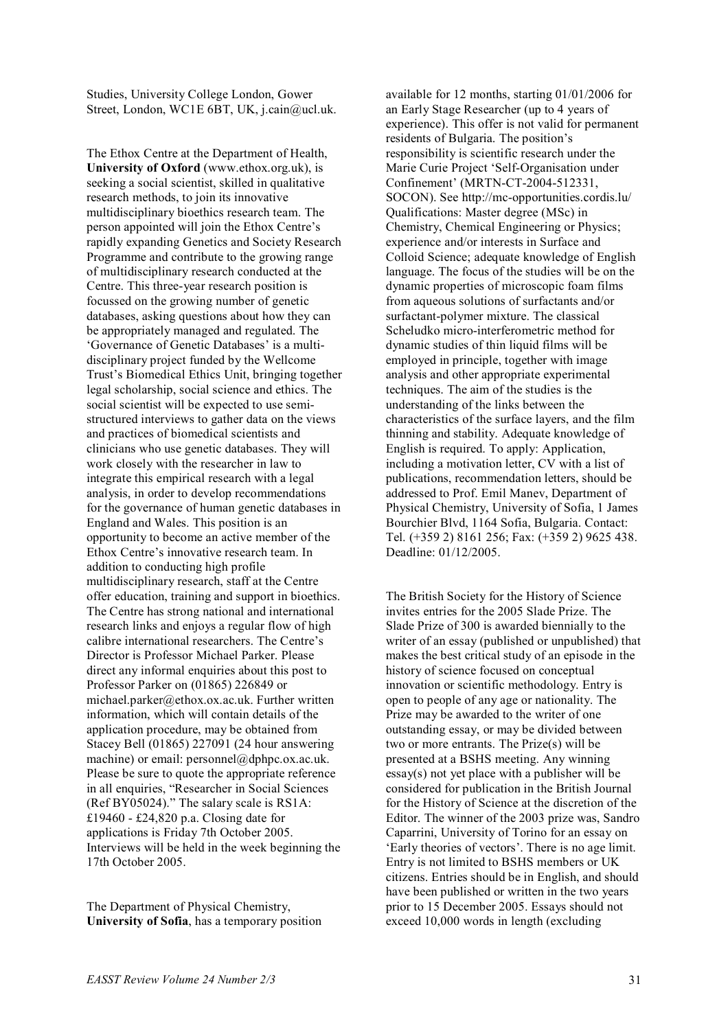Studies, University College London, Gower Street, London, WC1E 6BT, UK, j.cain@ucl.uk.

The Ethox Centre at the Department of Health, **University of Oxford** (www.ethox.org.uk), is seeking a social scientist, skilled in qualitative research methods, to join its innovative multidisciplinary bioethics research team. The person appointed will join the Ethox Centre's rapidly expanding Genetics and Society Research Programme and contribute to the growing range of multidisciplinary research conducted at the Centre. This three-year research position is focussed on the growing number of genetic databases, asking questions about how they can be appropriately managed and regulated. The 'Governance of Genetic Databases' is a multi-disciplinary project funded by the Wellcome Trust's Biomedical Ethics Unit, bringing together legal scholarship, social science and ethics. The social scientist will be expected to use semi-structured interviews to gather data on the views and practices of biomedical scientists and clinicians who use genetic databases. They will work closely with the researcher in law to integrate this empirical research with a legal analysis, in order to develop recommendations for the governance of human genetic databases in England and Wales. This position is an opportunity to become an active member of the Ethox Centre's innovative research team. In addition to conducting high profile multidisciplinary research, staff at the Centre offer education, training and support in bioethics. The Centre has strong national and international research links and enjoys a regular flow of high calibre international researchers. The Centre's Director is Professor Michael Parker. Please direct any informal enquiries about this post to Professor Parker on (01865) 226849 or michael.parker@ethox.ox.ac.uk. Further written information, which will contain details of the application procedure, may be obtained from Stacey Bell (01865) 227091 (24 hour answering machine) or email: personnel@dphpc.ox.ac.uk. Please be sure to quote the appropriate reference in all enquiries, "Researcher in Social Sciences (Ref BY05024)." The salary scale is RS1A: £19460 - £24,820 p.a. Closing date for applications is Friday 7th October 2005. Interviews will be held in the week beginning the 17th October 2005.

The Department of Physical Chemistry, **University of Sofia**, has a temporary position available for 12 months, starting 01/01/2006 for an Early Stage Researcher (up to 4 years of experience). This offer is not valid for permanent residents of Bulgaria. The position's responsibility is scientific research under the Marie Curie Project 'Self-Organisation under Confinement' (MRTN-CT-2004-512331, SOCON). See http://mc-opportunities.cordis.lu/ Qualifications: Master degree (MSc) in Chemistry, Chemical Engineering or Physics; experience and/or interests in Surface and Colloid Science; adequate knowledge of English language. The focus of the studies will be on the dynamic properties of microscopic foam films from aqueous solutions of surfactants and/or surfactant-polymer mixture. The classical Scheludko micro-interferometric method for dynamic studies of thin liquid films will be employed in principle, together with image analysis and other appropriate experimental techniques. The aim of the studies is the understanding of the links between the characteristics of the surface layers, and the film thinning and stability. Adequate knowledge of English is required. To apply: Application, including a motivation letter, CV with a list of publications, recommendation letters, should be addressed to Prof. Emil Manev, Department of Physical Chemistry, University of Sofia, 1 James Bourchier Blvd, 1164 Sofia, Bulgaria. Contact: Tel. (+359 2) 8161 256; Fax: (+359 2) 9625 438. Deadline: 01/12/2005.

The British Society for the History of Science invites entries for the 2005 Slade Prize. The Slade Prize of 300 is awarded biennially to the writer of an essay (published or unpublished) that makes the best critical study of an episode in the history of science focused on conceptual innovation or scientific methodology. Entry is open to people of any age or nationality. The Prize may be awarded to the writer of one outstanding essay, or may be divided between two or more entrants. The Prize(s) will be presented at a BSHS meeting. Any winning essay(s) not yet place with a publisher will be considered for publication in the British Journal for the History of Science at the discretion of the Editor. The winner of the 2003 prize was, Sandro Caparrini, University of Torino for an essay on 'Early theories of vectors'. There is no age limit. Entry is not limited to BSHS members or UK citizens. Entries should be in English, and should have been published or written in the two years prior to 15 December 2005. Essays should not exceed 10,000 words in length (excluding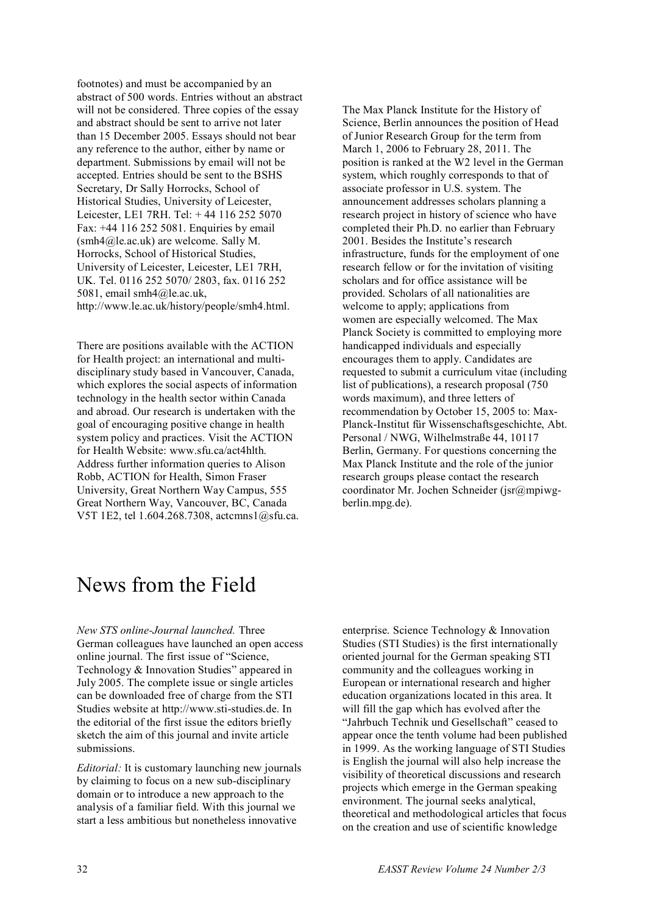footnotes) and must be accompanied by an abstract of 500 words. Entries without an abstract will not be considered. Three copies of the essay and abstract should be sent to arrive not later than 15 December 2005. Essays should not bear any reference to the author, either by name or department. Submissions by email will not be accepted. Entries should be sent to the BSHS Secretary, Dr Sally Horrocks, School of Historical Studies, University of Leicester, Leicester, LE1 7RH. Tel: + 44 116 252 5070 Fax: +44 116 252 5081. Enquiries by email (smh4@le.ac.uk) are welcome. Sally M. Horrocks, School of Historical Studies, University of Leicester, Leicester, LE1 7RH, UK. Tel. 0116 252 5070/ 2803, fax. 0116 252 5081, email smh4@le.ac.uk, http://www.le.ac.uk/history/people/smh4.html.

There are positions available with the ACTION for Health project: an international and multi-disciplinary study based in Vancouver, Canada, which explores the social aspects of information technology in the health sector within Canada and abroad. Our research is undertaken with the goal of encouraging positive change in health system policy and practices. Visit the ACTION for Health Website: www.sfu.ca/act4hlth. Address further information queries to Alison Robb, ACTION for Health, Simon Fraser University, Great Northern Way Campus, 555 Great Northern Way, Vancouver, BC, Canada V5T 1E2, tel 1.604.268.7308, actcmns1@sfu.ca.

The Max Planck Institute for the History of Science, Berlin announces the position of Head of Junior Research Group for the term from March 1, 2006 to February 28, 2011. The position is ranked at the W2 level in the German system, which roughly corresponds to that of associate professor in U.S. system. The announcement addresses scholars planning a research project in history of science who have completed their Ph.D. no earlier than February 2001. Besides the Institute's research infrastructure, funds for the employment of one research fellow or for the invitation of visiting scholars and for office assistance will be provided. Scholars of all nationalities are welcome to apply; applications from women are especially welcomed. The Max Planck Society is committed to employing more handicapped individuals and especially encourages them to apply. Candidates are requested to submit a curriculum vitae (including list of publications), a research proposal (750 words maximum), and three letters of recommendation by October 15, 2005 to: Max-Planck-Institut für Wissenschaftsgeschichte, Abt. Personal / NWG, Wilhelmstraße 44, 10117 Berlin, Germany. For questions concerning the Max Planck Institute and the role of the junior research groups please contact the research coordinator Mr. Jochen Schneider (jsr@mpiwg-berlin.mpg.de).

# News from the Field

*New STS online-Journal launched.* Three German colleagues have launched an open access online journal. The first issue of "Science, Technology & Innovation Studies" appeared in July 2005. The complete issue or single articles can be downloaded free of charge from the STI Studies website at http://www.sti-studies.de. In the editorial of the first issue the editors briefly sketch the aim of this journal and invite article submissions.

*Editorial:* It is customary launching new journals by claiming to focus on a new sub-disciplinary domain or to introduce a new approach to the analysis of a familiar field. With this journal we start a less ambitious but nonetheless innovative enterprise. Science Technology & Innovation Studies (STI Studies) is the first internationally oriented journal for the German speaking STI community and the colleagues working in European or international research and higher education organizations located in this area. It will fill the gap which has evolved after the "Jahrbuch Technik und Gesellschaft" ceased to appear once the tenth volume had been published in 1999. As the working language of STI Studies is English the journal will also help increase the visibility of theoretical discussions and research projects which emerge in the German speaking environment. The journal seeks analytical, theoretical and methodological articles that focus on the creation and use of scientific knowledge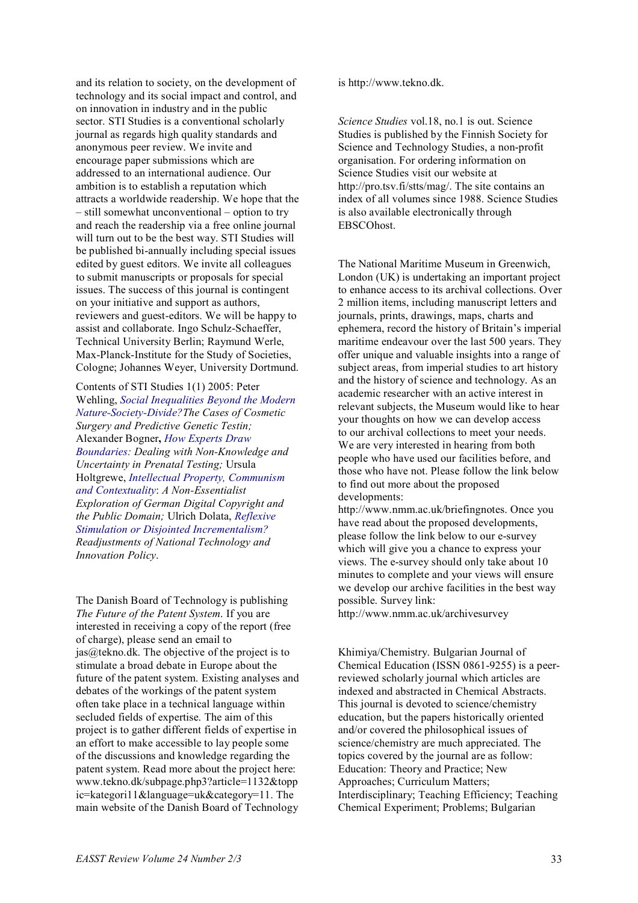and its relation to society, on the development of technology and its social impact and control, and on innovation in industry and in the public sector. STI Studies is a conventional scholarly journal as regards high quality standards and anonymous peer review. We invite and encourage paper submissions which are addressed to an international audience. Our ambition is to establish a reputation which attracts a worldwide readership. We hope that the – still somewhat unconventional – option to try and reach the readership via a free online journal will turn out to be the best way. STI Studies will be published bi-annually including special issues edited by guest editors. We invite all colleagues to submit manuscripts or proposals for special issues. The success of this journal is contingent on your initiative and support as authors, reviewers and guest-editors. We will be happy to assist and collaborate. Ingo Schulz-Schaeffer, Technical University Berlin; Raymund Werle, Max-Planck-Institute for the Study of Societies, Cologne; Johannes Weyer, University Dortmund.

Contents of STI Studies 1(1) 2005: Peter Wehling, *Social Inequalities Beyond the Modern Nature-Society-Divide? The Cases of Cosmetic Surgery and Predictive Genetic Testin;* Alexander Bogner**,** *How Experts Draw Boundaries: Dealing with Non-Knowledge and Uncertainty in Prenatal Testing;* Ursula Holtgrewe, *Intellectual Property, Communism and Contextuality*: *A Non-Essentialist Exploration of German Digital Copyright and the Public Domain;* Ulrich Dolata, *Reflexive Stimulation or Disjointed Incrementalism? Readjustments of National Technology and Innovation Policy*.

The Danish Board of Technology is publishing *The Future of the Patent System*. If you are interested in receiving a copy of the report (free of charge), please send an email to jas@tekno.dk. The objective of the project is to stimulate a broad debate in Europe about the future of the patent system. Existing analyses and debates of the workings of the patent system often take place in a technical language within secluded fields of expertise. The aim of this project is to gather different fields of expertise in an effort to make accessible to lay people some of the discussions and knowledge regarding the patent system. Read more about the project here: www.tekno.dk/subpage.php3?article=1132&toppic=kategori11&language=uk&category=11. The main website of the Danish Board of Technology is http://www.tekno.dk.

*Science Studies* vol.18, no.1 is out. Science Studies is published by the Finnish Society for Science and Technology Studies, a non-profit organisation. For ordering information on Science Studies visit our website at http://pro.tsv.fi/stts/mag/. The site contains an index of all volumes since 1988. Science Studies is also available electronically through EBSCOhost.

The National Maritime Museum in Greenwich, London (UK) is undertaking an important project to enhance access to its archival collections. Over 2 million items, including manuscript letters and journals, prints, drawings, maps, charts and ephemera, record the history of Britain's imperial maritime endeavour over the last 500 years. They offer unique and valuable insights into a range of subject areas, from imperial studies to art history and the history of science and technology. As an academic researcher with an active interest in relevant subjects, the Museum would like to hear your thoughts on how we can develop access to our archival collections to meet your needs. We are very interested in hearing from both people who have used our facilities before, and those who have not. Please follow the link below to find out more about the proposed developments: http://www.nmm.ac.uk/briefingnotes. Once you have read about the proposed developments, please follow the link below to our e-survey which will give you a chance to express your views. The e-survey should only take about 10 minutes to complete and your views will ensure we develop our archive facilities in the best way possible. Survey link: http://www.nmm.ac.uk/archivesurvey

Khimiya/Chemistry. Bulgarian Journal of Chemical Education (ISSN 0861-9255) is a peer-reviewed scholarly journal which articles are indexed and abstracted in Chemical Abstracts. This journal is devoted to science/chemistry education, but the papers historically oriented and/or covered the philosophical issues of science/chemistry are much appreciated. The topics covered by the journal are as follow: Education: Theory and Practice; New Approaches; Curriculum Matters; Interdisciplinary; Teaching Efficiency; Teaching Chemical Experiment; Problems; Bulgarian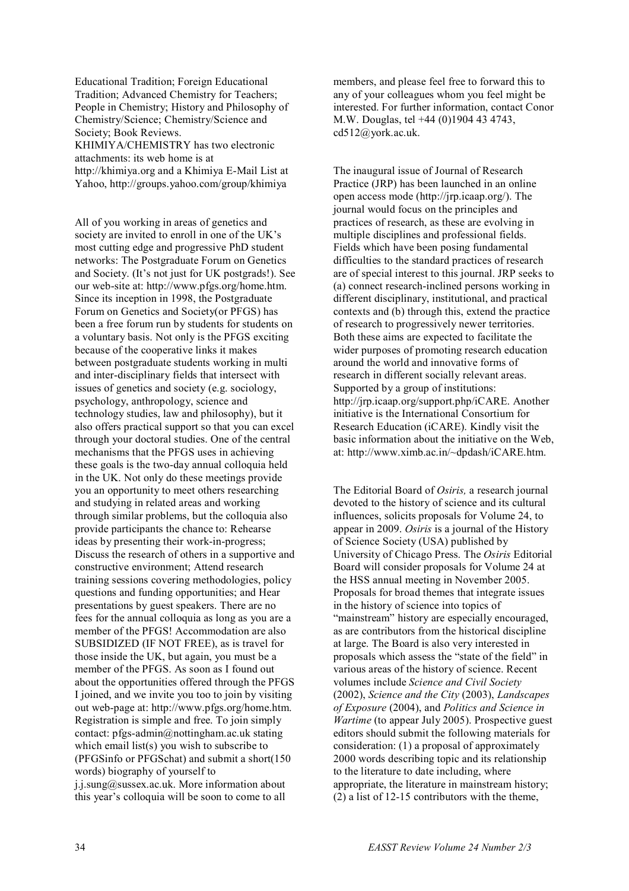Educational Tradition; Foreign Educational Tradition; Advanced Chemistry for Teachers; People in Chemistry; History and Philosophy of Chemistry/Science; Chemistry/Science and Society; Book Reviews.
KHIMIYA/CHEMISTRY has two electronic attachments: its web home is at http://khimiya.org and a Khimiya E-Mail List at Yahoo, http://groups.yahoo.com/group/khimiya

All of you working in areas of genetics and society are invited to enroll in one of the UK's most cutting edge and progressive PhD student networks: The Postgraduate Forum on Genetics and Society. (It's not just for UK postgrads!). See our web-site at: http://www.pfgs.org/home.htm. Since its inception in 1998, the Postgraduate Forum on Genetics and Society(or PFGS) has been a free forum run by students for students on a voluntary basis. Not only is the PFGS exciting because of the cooperative links it makes between postgraduate students working in multi and inter-disciplinary fields that intersect with issues of genetics and society (e.g. sociology, psychology, anthropology, science and technology studies, law and philosophy), but it also offers practical support so that you can excel through your doctoral studies. One of the central mechanisms that the PFGS uses in achieving these goals is the two-day annual colloquia held in the UK. Not only do these meetings provide you an opportunity to meet others researching and studying in related areas and working through similar problems, but the colloquia also provide participants the chance to: Rehearse ideas by presenting their work-in-progress; Discuss the research of others in a supportive and constructive environment; Attend research training sessions covering methodologies, policy questions and funding opportunities; and Hear presentations by guest speakers. There are no fees for the annual colloquia as long as you are a member of the PFGS! Accommodation are also SUBSIDIZED (IF NOT FREE), as is travel for those inside the UK, but again, you must be a member of the PFGS. As soon as I found out about the opportunities offered through the PFGS I joined, and we invite you too to join by visiting out web-page at: http://www.pfgs.org/home.htm. Registration is simple and free. To join simply contact: pfgs-admin@nottingham.ac.uk stating which email list(s) you wish to subscribe to (PFGSinfo or PFGSchat) and submit a short(150 words) biography of yourself to j.j.sung@sussex.ac.uk. More information about this year's colloquia will be soon to come to all members, and please feel free to forward this to any of your colleagues whom you feel might be interested. For further information, contact Conor M.W. Douglas, tel +44 (0)1904 43 4743, cd512@york.ac.uk.

The inaugural issue of Journal of Research Practice (JRP) has been launched in an online open access mode (http://jrp.icaap.org/). The journal would focus on the principles and practices of research, as these are evolving in multiple disciplines and professional fields. Fields which have been posing fundamental difficulties to the standard practices of research are of special interest to this journal. JRP seeks to (a) connect research-inclined persons working in different disciplinary, institutional, and practical contexts and (b) through this, extend the practice of research to progressively newer territories. Both these aims are expected to facilitate the wider purposes of promoting research education around the world and innovative forms of research in different socially relevant areas. Supported by a group of institutions: http://jrp.icaap.org/support.php/iCARE. Another initiative is the International Consortium for Research Education (iCARE). Kindly visit the basic information about the initiative on the Web, at: http://www.ximb.ac.in/~dpdash/iCARE.htm.

The Editorial Board of *Osiris,* a research journal devoted to the history of science and its cultural influences, solicits proposals for Volume 24, to appear in 2009. *Osiris* is a journal of the History of Science Society (USA) published by University of Chicago Press. The *Osiris* Editorial Board will consider proposals for Volume 24 at the HSS annual meeting in November 2005. Proposals for broad themes that integrate issues in the history of science into topics of "mainstream" history are especially encouraged, as are contributors from the historical discipline at large. The Board is also very interested in proposals which assess the "state of the field" in various areas of the history of science. Recent volumes include *Science and Civil Society* (2002), *Science and the City* (2003), *Landscapes of Exposure* (2004), and *Politics and Science in Wartime* (to appear July 2005). Prospective guest editors should submit the following materials for consideration: (1) a proposal of approximately 2000 words describing topic and its relationship to the literature to date including, where appropriate, the literature in mainstream history; (2) a list of 12-15 contributors with the theme,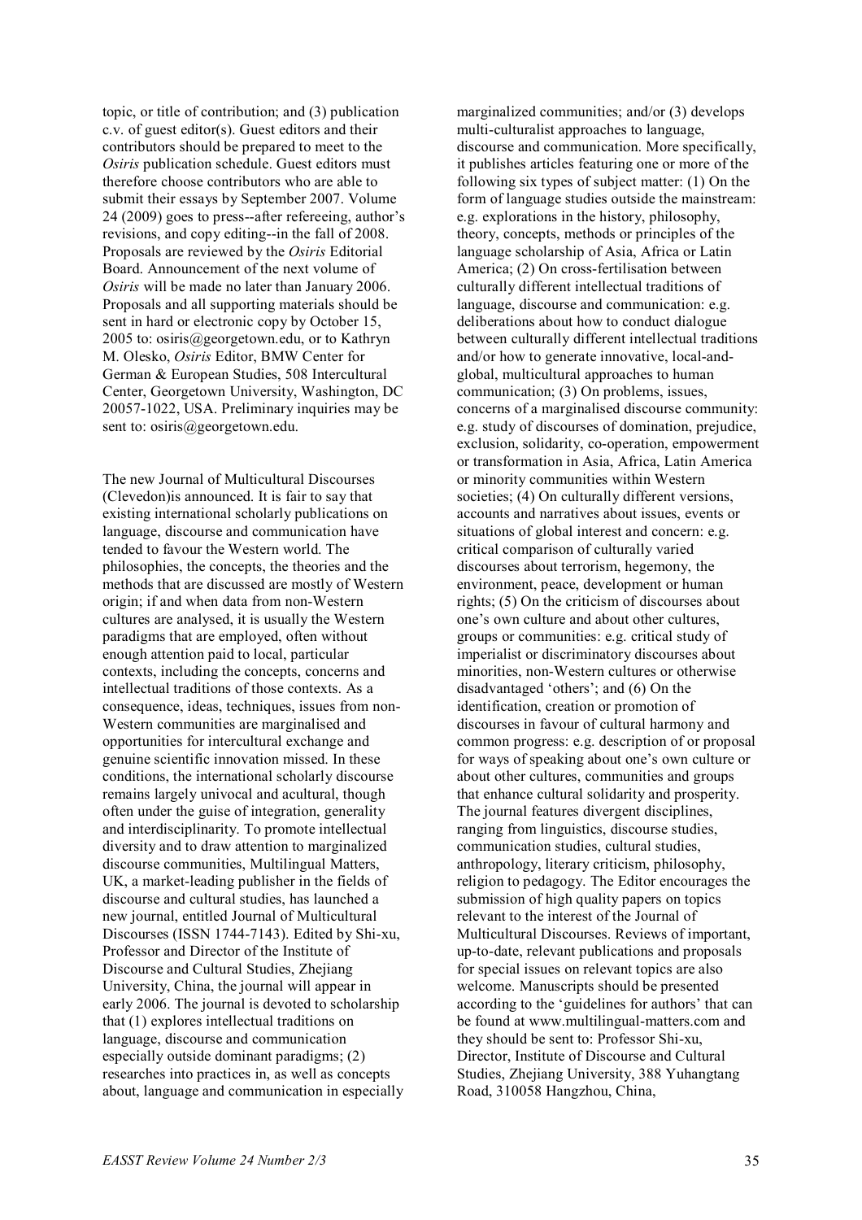topic, or title of contribution; and (3) publication c.v. of guest editor(s). Guest editors and their contributors should be prepared to meet to the *Osiris* publication schedule. Guest editors must therefore choose contributors who are able to submit their essays by September 2007. Volume 24 (2009) goes to press--after refereeing, author's revisions, and copy editing--in the fall of 2008. Proposals are reviewed by the *Osiris* Editorial Board. Announcement of the next volume of *Osiris* will be made no later than January 2006. Proposals and all supporting materials should be sent in hard or electronic copy by October 15, 2005 to: osiris@georgetown.edu, or to Kathryn M. Olesko, *Osiris* Editor, BMW Center for German & European Studies, 508 Intercultural Center, Georgetown University, Washington, DC 20057-1022, USA. Preliminary inquiries may be sent to: osiris@georgetown.edu.

The new Journal of Multicultural Discourses (Clevedon)is announced. It is fair to say that existing international scholarly publications on language, discourse and communication have tended to favour the Western world. The philosophies, the concepts, the theories and the methods that are discussed are mostly of Western origin; if and when data from non-Western cultures are analysed, it is usually the Western paradigms that are employed, often without enough attention paid to local, particular contexts, including the concepts, concerns and intellectual traditions of those contexts. As a consequence, ideas, techniques, issues from non-Western communities are marginalised and opportunities for intercultural exchange and genuine scientific innovation missed. In these conditions, the international scholarly discourse remains largely univocal and acultural, though often under the guise of integration, generality and interdisciplinarity. To promote intellectual diversity and to draw attention to marginalized discourse communities, Multilingual Matters, UK, a market-leading publisher in the fields of discourse and cultural studies, has launched a new journal, entitled Journal of Multicultural Discourses (ISSN 1744-7143). Edited by Shi-xu, Professor and Director of the Institute of Discourse and Cultural Studies, Zhejiang University, China, the journal will appear in early 2006. The journal is devoted to scholarship that (1) explores intellectual traditions on language, discourse and communication especially outside dominant paradigms; (2) researches into practices in, as well as concepts about, language and communication in especially marginalized communities; and/or (3) develops multi-culturalist approaches to language, discourse and communication. More specifically, it publishes articles featuring one or more of the following six types of subject matter: (1) On the form of language studies outside the mainstream: e.g. explorations in the history, philosophy, theory, concepts, methods or principles of the language scholarship of Asia, Africa or Latin America; (2) On cross-fertilisation between culturally different intellectual traditions of language, discourse and communication: e.g. deliberations about how to conduct dialogue between culturally different intellectual traditions and/or how to generate innovative, local-and-global, multicultural approaches to human communication; (3) On problems, issues, concerns of a marginalised discourse community: e.g. study of discourses of domination, prejudice, exclusion, solidarity, co-operation, empowerment or transformation in Asia, Africa, Latin America or minority communities within Western societies; (4) On culturally different versions, accounts and narratives about issues, events or situations of global interest and concern: e.g. critical comparison of culturally varied discourses about terrorism, hegemony, the environment, peace, development or human rights; (5) On the criticism of discourses about one's own culture and about other cultures, groups or communities: e.g. critical study of imperialist or discriminatory discourses about minorities, non-Western cultures or otherwise disadvantaged 'others'; and (6) On the identification, creation or promotion of discourses in favour of cultural harmony and common progress: e.g. description of or proposal for ways of speaking about one's own culture or about other cultures, communities and groups that enhance cultural solidarity and prosperity. The journal features divergent disciplines, ranging from linguistics, discourse studies, communication studies, cultural studies, anthropology, literary criticism, philosophy, religion to pedagogy. The Editor encourages the submission of high quality papers on topics relevant to the interest of the Journal of Multicultural Discourses. Reviews of important, up-to-date, relevant publications and proposals for special issues on relevant topics are also welcome. Manuscripts should be presented according to the 'guidelines for authors' that can be found at www.multilingual-matters.com and they should be sent to: Professor Shi-xu, Director, Institute of Discourse and Cultural Studies, Zhejiang University, 388 Yuhangtang Road, 310058 Hangzhou, China,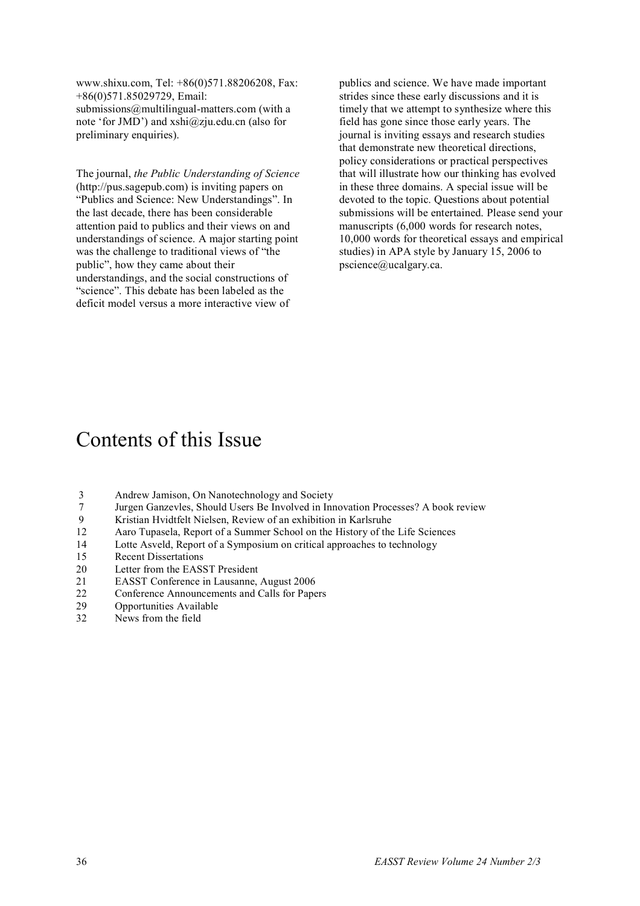www.shixu.com, Tel: +86(0)571.88206208, Fax: +86(0)571.85029729, Email: submissions@multilingual-matters.com (with a note 'for JMD') and xshi@zju.edu.cn (also for preliminary enquiries).

The journal, *the Public Understanding of Science* (http://pus.sagepub.com) is inviting papers on "Publics and Science: New Understandings". In the last decade, there has been considerable attention paid to publics and their views on and understandings of science. A major starting point was the challenge to traditional views of "the public", how they came about their understandings, and the social constructions of "science". This debate has been labeled as the deficit model versus a more interactive view of publics and science. We have made important strides since these early discussions and it is timely that we attempt to synthesize where this field has gone since those early years. The journal is inviting essays and research studies that demonstrate new theoretical directions, policy considerations or practical perspectives that will illustrate how our thinking has evolved in these three domains. A special issue will be devoted to the topic. Questions about potential submissions will be entertained. Please send your manuscripts (6,000 words for research notes, 10,000 words for theoretical essays and empirical studies) in APA style by January 15, 2006 to pscience@ucalgary.ca.

# Contents of this Issue

| | |
|---|---|
| 3 | Andrew Jamison, On Nanotechnology and Society |
| 7 | Jurgen Ganzevles, Should Users Be Involved in Innovation Processes? A book review |
| 9 | Kristian Hvidtfelt Nielsen, Review of an exhibition in Karlsruhe |
| 12 | Aaro Tupasela, Report of a Summer School on the History of the Life Sciences |
| 14 | Lotte Asveld, Report of a Symposium on critical approaches to technology |
| 15 | Recent Dissertations |
| 20 | Letter from the EASST President |
| 21 | EASST Conference in Lausanne, August 2006 |
| 22 | Conference Announcements and Calls for Papers |
| 29 | Opportunities Available |
| 32 | News from the field |